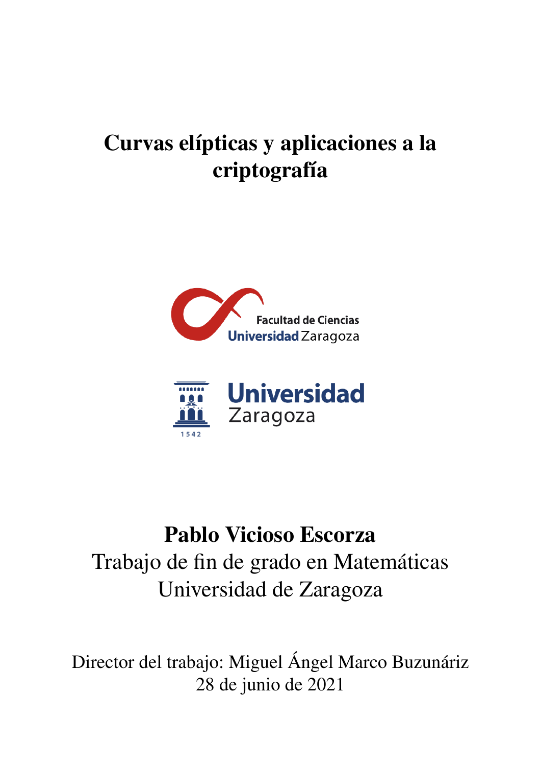# Curvas elípticas y aplicaciones a la criptografía

**Pablo Vicioso Escorza**

Trabajo de fin de grado en Matemáticas

Universidad de Zaragoza

Director del trabajo: Miguel Ángel Marco Buzunáriz

28 de junio de 2021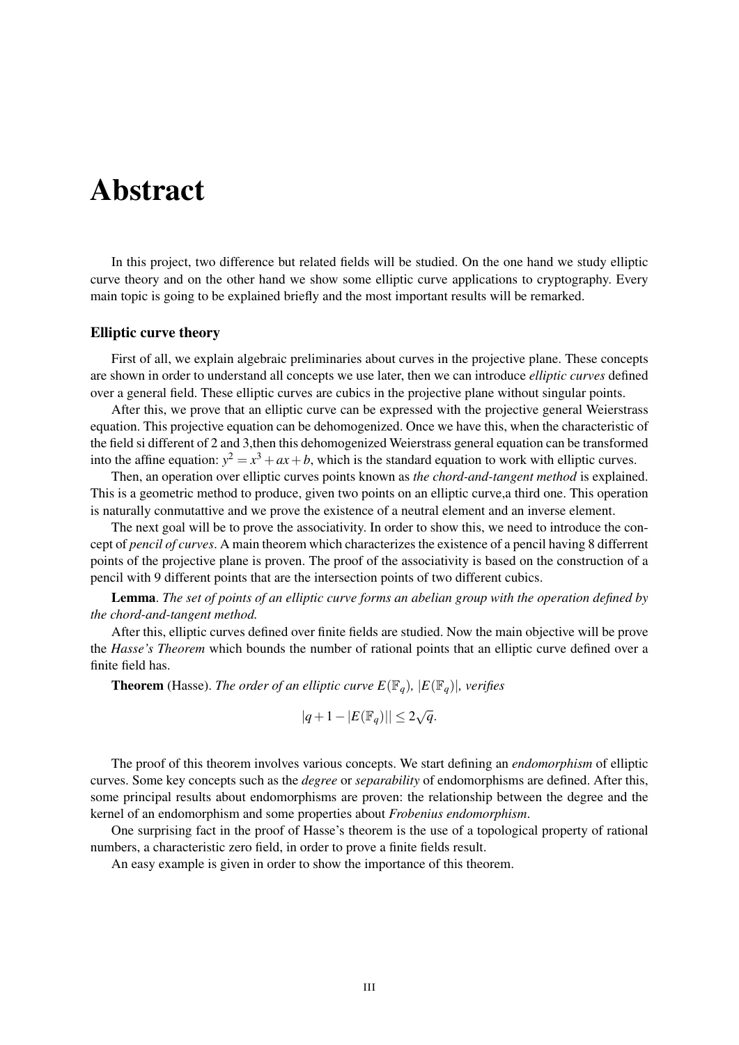# Abstract

In this project, two difference but related fields will be studied. On the one hand we study elliptic curve theory and on the other hand we show some elliptic curve applications to cryptography. Every main topic is going to be explained briefly and the most important results will be remarked.

### Elliptic curve theory

First of all, we explain algebraic preliminaries about curves in the projective plane. These concepts are shown in order to understand all concepts we use later, then we can introduce *elliptic curves* defined over a general field. These elliptic curves are cubics in the projective plane without singular points.

After this, we prove that an elliptic curve can be expressed with the projective general Weierstrass equation. This projective equation can be dehomogenized. Once we have this, when the characteristic of the field si different of 2 and 3,then this dehomogenized Weierstrass general equation can be transformed into the affine equation: $y^2 = x^3 + ax + b$, which is the standard equation to work with elliptic curves.

Then, an operation over elliptic curves points known as *the chord-and-tangent method* is explained. This is a geometric method to produce, given two points on an elliptic curve,a third one. This operation is naturally conmutattive and we prove the existence of a neutral element and an inverse element.

The next goal will be to prove the associativity. In order to show this, we need to introduce the concept of *pencil of curves*. A main theorem which characterizes the existence of a pencil having 8 differrent points of the projective plane is proven. The proof of the associativity is based on the construction of a pencil with 9 different points that are the intersection points of two different cubics.

**Lemma**. *The set of points of an elliptic curve forms an abelian group with the operation defined by the chord-and-tangent method.*

After this, elliptic curves defined over finite fields are studied. Now the main objective will be prove the *Hasse's Theorem* which bounds the number of rational points that an elliptic curve defined over a finite field has.

**Theorem** (Hasse). *The order of an elliptic curve $E(\mathbb{F}_q)$, $|E(\mathbb{F}_q)|$, verifies*

$$|q + 1 - |E(\mathbb{F}_q)|| \leq 2\sqrt{q}.$$

The proof of this theorem involves various concepts. We start defining an *endomorphism* of elliptic curves. Some key concepts such as the *degree* or *separability* of endomorphisms are defined. After this, some principal results about endomorphisms are proven: the relationship between the degree and the kernel of an endomorphism and some properties about *Frobenius endomorphism*.

One surprising fact in the proof of Hasse's theorem is the use of a topological property of rational numbers, a characteristic zero field, in order to prove a finite fields result.

An easy example is given in order to show the importance of this theorem.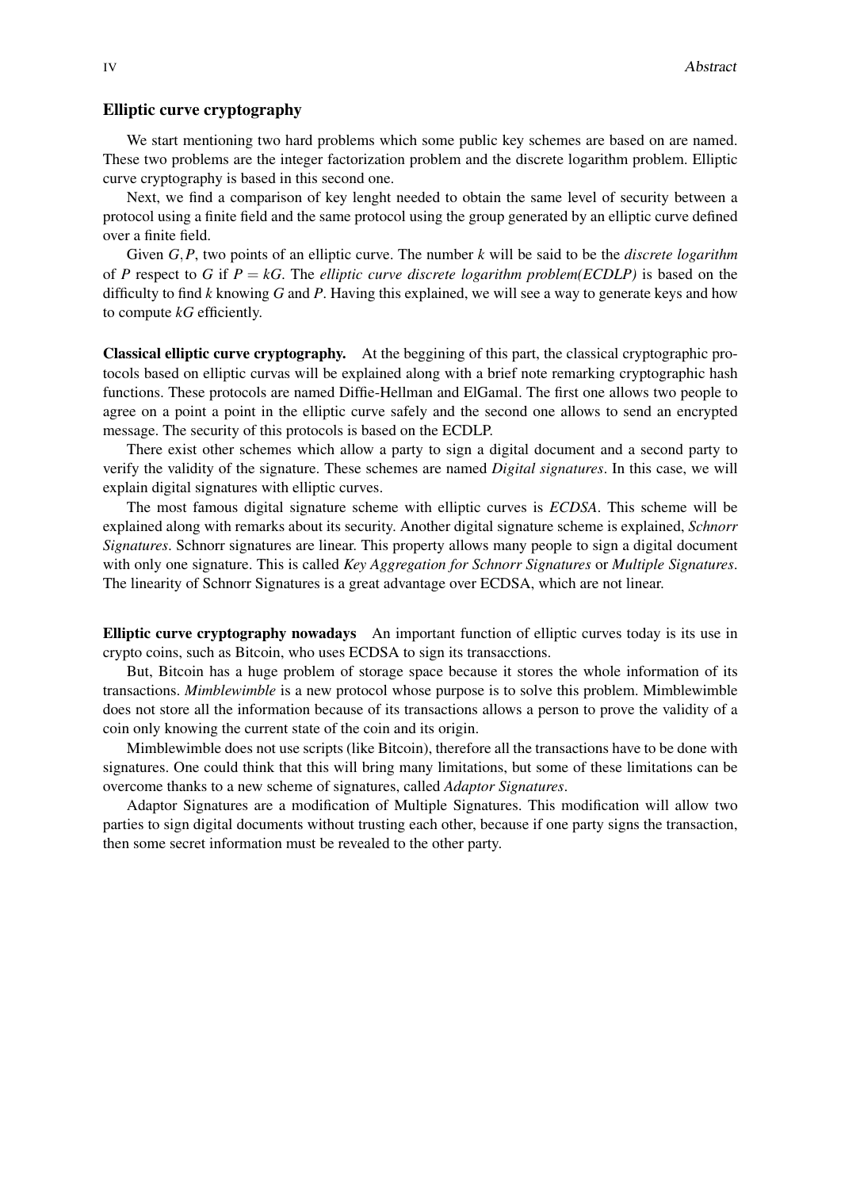### Elliptic curve cryptography

We start mentioning two hard problems which some public key schemes are based on are named. These two problems are the integer factorization problem and the discrete logarithm problem. Elliptic curve cryptography is based in this second one.

Next, we find a comparison of key lenght needed to obtain the same level of security between a protocol using a finite field and the same protocol using the group generated by an elliptic curve defined over a finite field.

Given $G, P$, two points of an elliptic curve. The number $k$ will be said to be the *discrete logarithm* of $P$ respect to $G$ if $P = kG$. The *elliptic curve discrete logarithm problem(ECDLP)* is based on the difficulty to find $k$ knowing $G$ and $P$. Having this explained, we will see a way to generate keys and how to compute $kG$ efficiently.

**Classical elliptic curve cryptography.** At the beggining of this part, the classical cryptographic protocols based on elliptic curvas will be explained along with a brief note remarking cryptographic hash functions. These protocols are named Diffie-Hellman and ElGamal. The first one allows two people to agree on a point a point in the elliptic curve safely and the second one allows to send an encrypted message. The security of this protocols is based on the ECDLP.

There exist other schemes which allow a party to sign a digital document and a second party to verify the validity of the signature. These schemes are named *Digital signatures*. In this case, we will explain digital signatures with elliptic curves.

The most famous digital signature scheme with elliptic curves is *ECDSA*. This scheme will be explained along with remarks about its security. Another digital signature scheme is explained, *Schnorr Signatures*. Schnorr signatures are linear. This property allows many people to sign a digital document with only one signature. This is called *Key Aggregation for Schnorr Signatures* or *Multiple Signatures*. The linearity of Schnorr Signatures is a great advantage over ECDSA, which are not linear.

**Elliptic curve cryptography nowadays** An important function of elliptic curves today is its use in crypto coins, such as Bitcoin, who uses ECDSA to sign its transacctions.

But, Bitcoin has a huge problem of storage space because it stores the whole information of its transactions. *Mimblewimble* is a new protocol whose purpose is to solve this problem. Mimblewimble does not store all the information because of its transactions allows a person to prove the validity of a coin only knowing the current state of the coin and its origin.

Mimblewimble does not use scripts (like Bitcoin), therefore all the transactions have to be done with signatures. One could think that this will bring many limitations, but some of these limitations can be overcome thanks to a new scheme of signatures, called *Adaptor Signatures*.

Adaptor Signatures are a modification of Multiple Signatures. This modification will allow two parties to sign digital documents without trusting each other, because if one party signs the transaction, then some secret information must be revealed to the other party.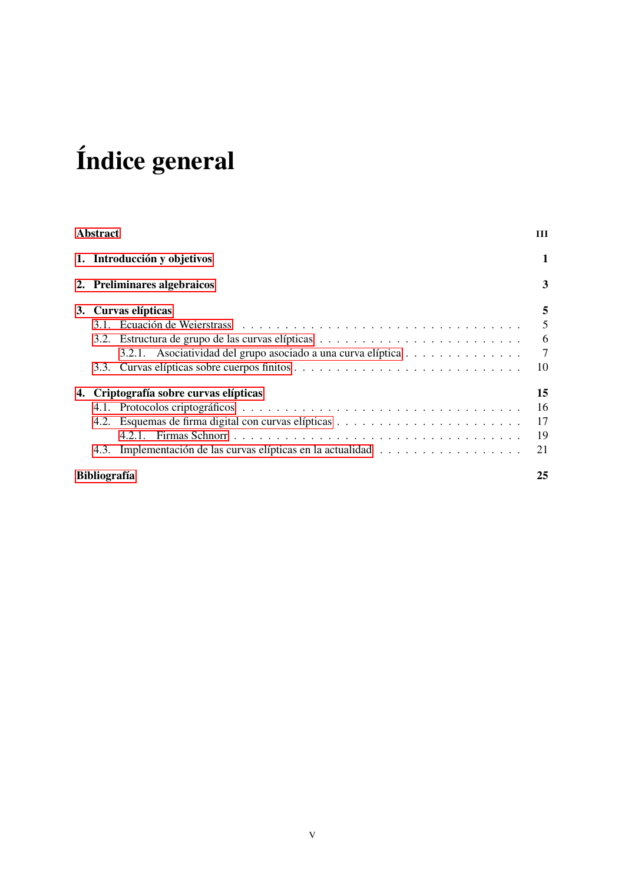# Índice general

**Abstract** III

**1. Introducción y objetivos** 1

**2. Preliminares algebraicos** 3

**3. Curvas elípticas** 5

- 3.1. Ecuación de Weierstrass 5
- 3.2. Estructura de grupo de las curvas elípticas 6
  - 3.2.1. Asociatividad del grupo asociado a una curva elíptica 7
- 3.3. Curvas elípticas sobre cuerpos finitos 10

**4. Criptografía sobre curvas elípticas** 15

- 4.1. Protocolos criptográficos 16
- 4.2. Esquemas de firma digital con curvas elípticas 17
  - 4.2.1. Firmas Schnorr 19
- 4.3. Implementación de las curvas elípticas en la actualidad 21

**Bibliografía** 25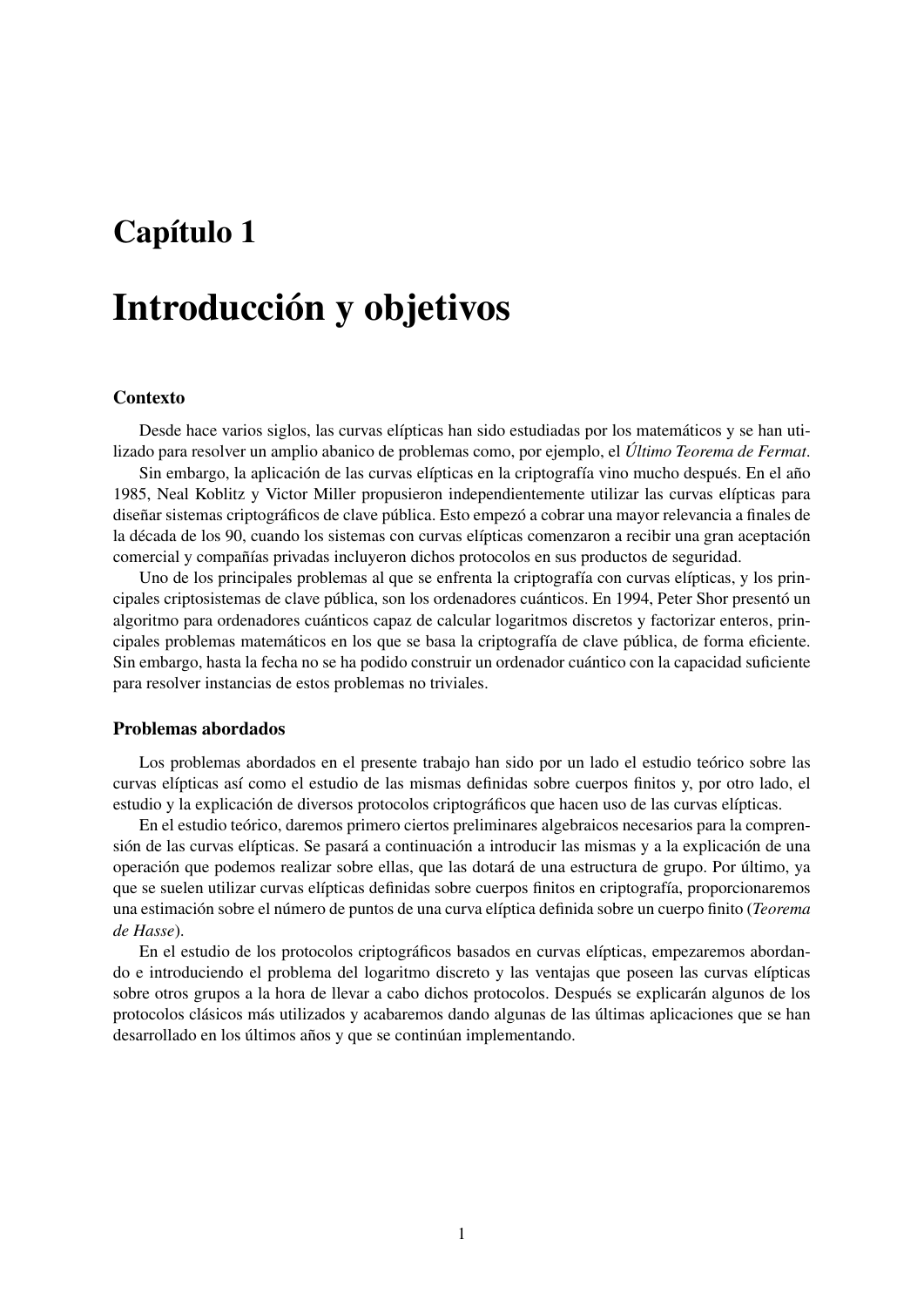# Capítulo 1

# Introducción y objetivos

### Contexto

Desde hace varios siglos, las curvas elípticas han sido estudiadas por los matemáticos y se han utilizado para resolver un amplio abanico de problemas como, por ejemplo, el *Último Teorema de Fermat*.

Sin embargo, la aplicación de las curvas elípticas en la criptografía vino mucho después. En el año 1985, Neal Koblitz y Victor Miller propusieron independientemente utilizar las curvas elípticas para diseñar sistemas criptográficos de clave pública. Esto empezó a cobrar una mayor relevancia a finales de la década de los 90, cuando los sistemas con curvas elípticas comenzaron a recibir una gran aceptación comercial y compañías privadas incluyeron dichos protocolos en sus productos de seguridad.

Uno de los principales problemas al que se enfrenta la criptografía con curvas elípticas, y los principales criptosistemas de clave pública, son los ordenadores cuánticos. En 1994, Peter Shor presentó un algoritmo para ordenadores cuánticos capaz de calcular logaritmos discretos y factorizar enteros, principales problemas matemáticos en los que se basa la criptografía de clave pública, de forma eficiente. Sin embargo, hasta la fecha no se ha podido construir un ordenador cuántico con la capacidad suficiente para resolver instancias de estos problemas no triviales.

### Problemas abordados

Los problemas abordados en el presente trabajo han sido por un lado el estudio teórico sobre las curvas elípticas así como el estudio de las mismas definidas sobre cuerpos finitos y, por otro lado, el estudio y la explicación de diversos protocolos criptográficos que hacen uso de las curvas elípticas.

En el estudio teórico, daremos primero ciertos preliminares algebraicos necesarios para la comprensión de las curvas elípticas. Se pasará a continuación a introducir las mismas y a la explicación de una operación que podemos realizar sobre ellas, que las dotará de una estructura de grupo. Por último, ya que se suelen utilizar curvas elípticas definidas sobre cuerpos finitos en criptografía, proporcionaremos una estimación sobre el número de puntos de una curva elíptica definida sobre un cuerpo finito (*Teorema de Hasse*).

En el estudio de los protocolos criptográficos basados en curvas elípticas, empezaremos abordando e introduciendo el problema del logaritmo discreto y las ventajas que poseen las curvas elípticas sobre otros grupos a la hora de llevar a cabo dichos protocolos. Después se explicarán algunos de los protocolos clásicos más utilizados y acabaremos dando algunas de las últimas aplicaciones que se han desarrollado en los últimos años y que se continúan implementando.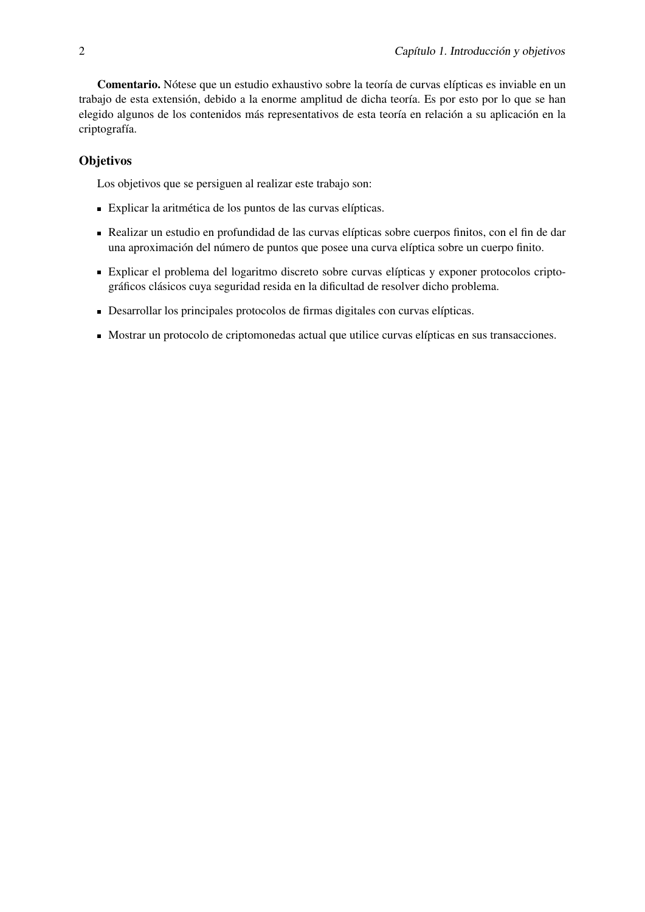**Comentario.** Nótese que un estudio exhaustivo sobre la teoría de curvas elípticas es inviable en un trabajo de esta extensión, debido a la enorme amplitud de dicha teoría. Es por esto por lo que se han elegido algunos de los contenidos más representativos de esta teoría en relación a su aplicación en la criptografía.

## Objetivos

Los objetivos que se persiguen al realizar este trabajo son:

- Explicar la aritmética de los puntos de las curvas elípticas.
- Realizar un estudio en profundidad de las curvas elípticas sobre cuerpos finitos, con el fin de dar una aproximación del número de puntos que posee una curva elíptica sobre un cuerpo finito.
- Explicar el problema del logaritmo discreto sobre curvas elípticas y exponer protocolos criptográficos clásicos cuya seguridad resida en la dificultad de resolver dicho problema.
- Desarrollar los principales protocolos de firmas digitales con curvas elípticas.
- Mostrar un protocolo de criptomonedas actual que utilice curvas elípticas en sus transacciones.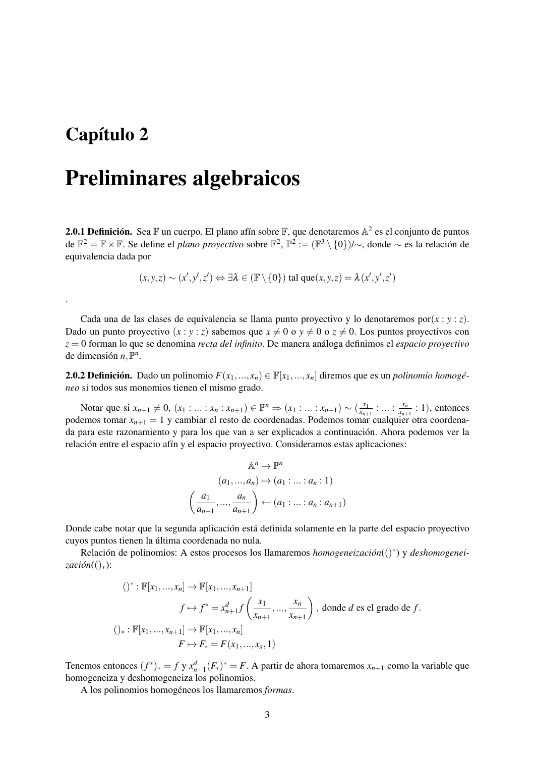# Capítulo 2

# Preliminares algebraicos

**2.0.1 Definición.** Sea $\mathbb{F}$ un cuerpo. El plano afín sobre $\mathbb{F}$, que denotaremos $\mathbb{A}^2$ es el conjunto de puntos de $\mathbb{F}^2 = \mathbb{F} \times \mathbb{F}$. Se define el *plano proyectivo* sobre $\mathbb{F}^2$, $\mathbb{P}^2 := (\mathbb{F}^3 \setminus \{0\})/\sim$, donde $\sim$ es la relación de equivalencia dada por

$$(x,y,z) \sim (x',y',z') \Leftrightarrow \exists \lambda \in (\mathbb{F} \setminus \{0\}) \text{ tal que} (x,y,z) = \lambda(x',y',z')$$

.

Cada una de las clases de equivalencia se llama punto proyectivo y lo denotaremos por$(x:y:z)$. Dado un punto proyectivo $(x:y:z)$ sabemos que $x \neq 0$ o $y \neq 0$ o $z \neq 0$. Los puntos proyectivos con $z = 0$ forman lo que se denomina *recta del infinito*. De manera análoga definimos el *espacio proyectivo* de dimensión $n, \mathbb{P}^n$.

**2.0.2 Definición.** Dado un polinomio $F(x_1,...,x_n) \in \mathbb{F}[x_1,...,x_n]$ diremos que es un *polinomio homogéneo* si todos sus monomios tienen el mismo grado.

Notar que si $x_{n+1} \neq 0$, $(x_1 : ... : x_n : x_{n+1}) \in \mathbb{P}^n \Rightarrow (x_1 : ... : x_{n+1}) \sim (\frac{x_1}{x_{n+1}} : ... : \frac{x_n}{x_{n+1}} : 1)$, entonces podemos tomar $x_{n+1} = 1$ y cambiar el resto de coordenadas. Podemos tomar cualquier otra coordenada para este razonamiento y para los que van a ser explicados a continuación. Ahora podemos ver la relación entre el espacio afín y el espacio proyectivo. Consideramos estas aplicaciones:

$$\mathbb{A}^n \to \mathbb{P}^n$$
$$(a_1,...,a_n) \mapsto (a_1 : ... : a_n : 1)$$
$$\left(\frac{a_1}{a_{n+1}},...,\frac{a_n}{a_{n+1}}\right) \leftarrow (a_1 : ... : a_n : a_{n+1})$$

Donde cabe notar que la segunda aplicación está definida solamente en la parte del espacio proyectivo cuyos puntos tienen la última coordenada no nula.

Relación de polinomios: A estos procesos los llamaremos *homogeneización*($()^*$) y *deshomogeneización*($()_*$):

$$()^* : \mathbb{F}[x_1,...,x_n] \to \mathbb{F}[x_1,...,x_{n+1}]$$
$$f \mapsto f^* = x_{n+1}^d f\left(\frac{x_1}{x_{n+1}},...,\frac{x_n}{x_{n+1}}\right), \text{ donde } d \text{ es el grado de } f.$$
$$()_* : \mathbb{F}[x_1,...,x_{n+1}] \to \mathbb{F}[x_1,...,x_n]$$
$$F \mapsto F_* = F(x_1,...,x_x,1)$$

Tenemos entonces $(f^*)_* = f$ y $x_{n+1}^d(F_*)^* = F$. A partir de ahora tomaremos $x_{n+1}$ como la variable que homogeneiza y deshomogeneiza los polinomios.

A los polinomios homogéneos los llamaremos *formas*.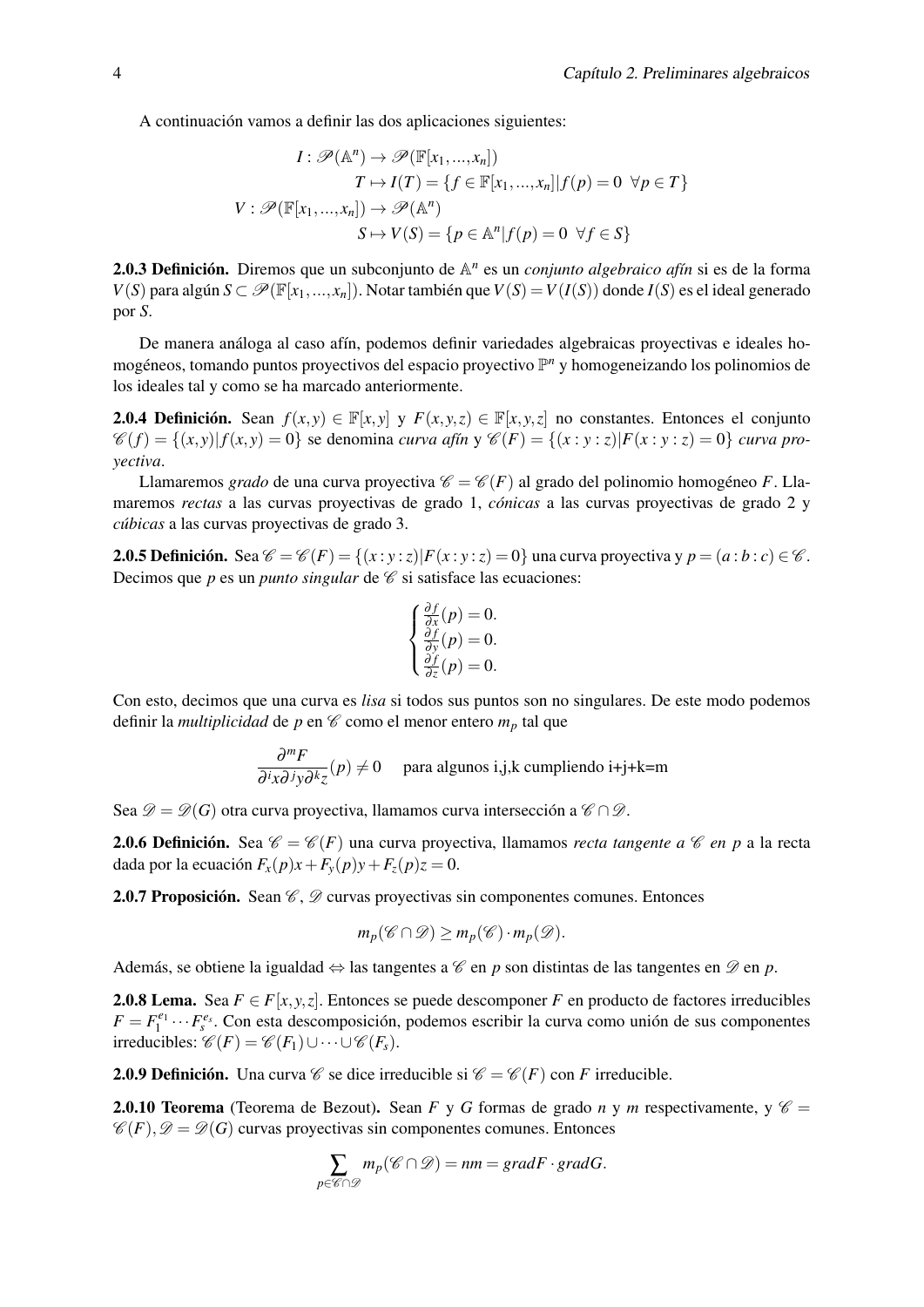A continuación vamos a definir las dos aplicaciones siguientes:

$$
\begin{aligned}
I : \mathscr{P}(\mathbb{A}^n) &\to \mathscr{P}(\mathbb{F}[x_1,...,x_n]) \\
T &\mapsto I(T) = \{f \in \mathbb{F}[x_1,...,x_n] | f(p) = 0 \ \ \forall p \in T\} \\
V : \mathscr{P}(\mathbb{F}[x_1,...,x_n]) &\to \mathscr{P}(\mathbb{A}^n) \\
S &\mapsto V(S) = \{p \in \mathbb{A}^n | f(p) = 0 \ \ \forall f \in S\}
\end{aligned}
$$

**2.0.3 Definición.** Diremos que un subconjunto de $\mathbb{A}^n$ es un *conjunto algebraico afín* si es de la forma $V(S)$ para algún $S \subset \mathscr{P}(\mathbb{F}[x_1,...,x_n])$. Notar también que $V(S) = V(I(S))$ donde $I(S)$ es el ideal generado por $S$.

De manera análoga al caso afín, podemos definir variedades algebraicas proyectivas e ideales homogéneos, tomando puntos proyectivos del espacio proyectivo $\mathbb{P}^n$ y homogeneizando los polinomios de los ideales tal y como se ha marcado anteriormente.

**2.0.4 Definición.** Sean $f(x,y) \in \mathbb{F}[x,y]$ y $F(x,y,z) \in \mathbb{F}[x,y,z]$ no constantes. Entonces el conjunto $\mathscr{C}(f) = \{(x,y) | f(x,y) = 0\}$ se denomina *curva afín* y $\mathscr{C}(F) = \{(x:y:z) | F(x:y:z) = 0\}$ *curva proyectiva*.

Llamaremos *grado* de una curva proyectiva $\mathscr{C} = \mathscr{C}(F)$ al grado del polinomio homogéneo $F$. Llamaremos *rectas* a las curvas proyectivas de grado 1, *cónicas* a las curvas proyectivas de grado 2 y *cúbicas* a las curvas proyectivas de grado 3.

**2.0.5 Definición.** Sea $\mathscr{C} = \mathscr{C}(F) = \{(x:y:z) | F(x:y:z) = 0\}$ una curva proyectiva y $p = (a:b:c) \in \mathscr{C}$. Decimos que $p$ es un *punto singular* de $\mathscr{C}$ si satisface las ecuaciones:

$$
\begin{cases}
\frac{\partial f}{\partial x}(p) = 0. \\
\frac{\partial f}{\partial y}(p) = 0. \\
\frac{\partial f}{\partial z}(p) = 0.
\end{cases}
$$

Con esto, decimos que una curva es *lisa* si todos sus puntos son no singulares. De este modo podemos definir la *multiplicidad* de $p$ en $\mathscr{C}$ como el menor entero $m_p$ tal que

$$
\frac{\partial^m F}{\partial^i x \partial^j y \partial^k z}(p) \neq 0 \quad \text{para algunos i,j,k cumpliendo i+j+k=m}
$$

Sea $\mathscr{D} = \mathscr{D}(G)$ otra curva proyectiva, llamamos curva intersección a $\mathscr{C} \cap \mathscr{D}$.

**2.0.6 Definición.** Sea $\mathscr{C} = \mathscr{C}(F)$ una curva proyectiva, llamamos *recta tangente a* $\mathscr{C}$ *en* $p$ a la recta dada por la ecuación $F_x(p)x + F_y(p)y + F_z(p)z = 0$.

**2.0.7 Proposición.** Sean $\mathscr{C}$, $\mathscr{D}$ curvas proyectivas sin componentes comunes. Entonces

$$
m_p(\mathscr{C} \cap \mathscr{D}) \geq m_p(\mathscr{C}) \cdot m_p(\mathscr{D}).
$$

Además, se obtiene la igualdad $\Leftrightarrow$ las tangentes a $\mathscr{C}$ en $p$ son distintas de las tangentes en $\mathscr{D}$ en $p$.

**2.0.8 Lema.** Sea $F \in F[x,y,z]$. Entonces se puede descomponer $F$ en producto de factores irreducibles $F = F_1^{e_1} \cdots F_s^{e_s}$. Con esta descomposición, podemos escribir la curva como unión de sus componentes irreducibles: $\mathscr{C}(F) = \mathscr{C}(F_1) \cup \cdots \cup \mathscr{C}(F_s)$.

**2.0.9 Definición.** Una curva $\mathscr{C}$ se dice irreducible si $\mathscr{C} = \mathscr{C}(F)$ con $F$ irreducible.

**2.0.10 Teorema** (Teorema de Bezout)**.** Sean $F$ y $G$ formas de grado $n$ y $m$ respectivamente, y $\mathscr{C} = \mathscr{C}(F), \mathscr{D} = \mathscr{D}(G)$ curvas proyectivas sin componentes comunes. Entonces

$$
\sum_{p \in \mathscr{C} \cap \mathscr{D}} m_p(\mathscr{C} \cap \mathscr{D}) = nm = gradF \cdot gradG.
$$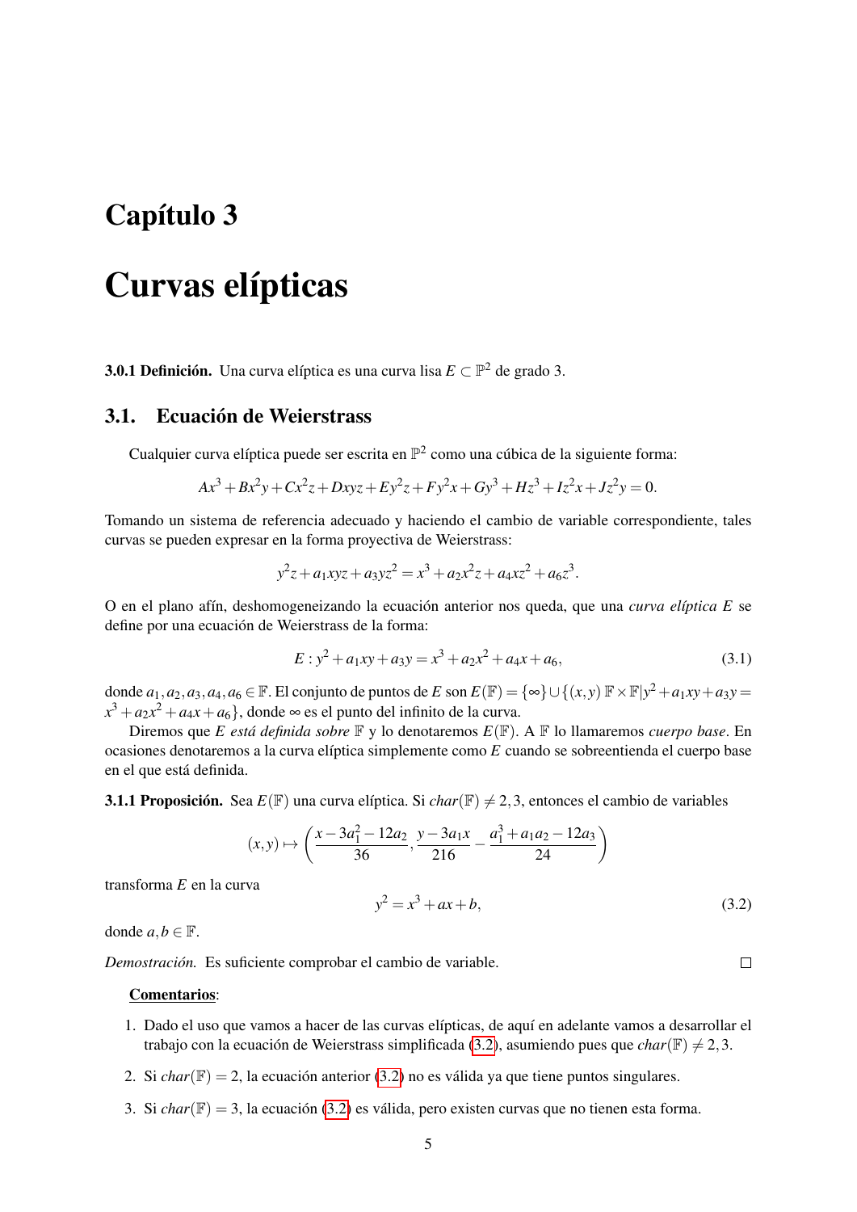# Capítulo 3

# Curvas elípticas

**3.0.1 Definición.** Una curva elíptica es una curva lisa $E \subset \mathbb{P}^2$ de grado 3.

## 3.1. Ecuación de Weierstrass

Cualquier curva elíptica puede ser escrita en $\mathbb{P}^2$ como una cúbica de la siguiente forma:

$$Ax^3 + Bx^2y + Cx^2z + Dxyz + Ey^2z + Fy^2x + Gy^3 + Hz^3 + Iz^2x + Jz^2y = 0.$$

Tomando un sistema de referencia adecuado y haciendo el cambio de variable correspondiente, tales curvas se pueden expresar en la forma proyectiva de Weierstrass:

$$y^2z + a_1xyz + a_3yz^2 = x^3 + a_2x^2z + a_4xz^2 + a_6z^3.$$

O en el plano afín, deshomogeneizando la ecuación anterior nos queda, que una *curva elíptica* $E$ se define por una ecuación de Weierstrass de la forma:

$$E : y^2 + a_1xy + a_3y = x^3 + a_2x^2 + a_4x + a_6, \tag{3.1}$$

donde $a_1, a_2, a_3, a_4, a_6 \in \mathbb{F}$. El conjunto de puntos de $E$ son $E(\mathbb{F}) = \{\infty\} \cup \{(x,y)\ \mathbb{F} \times \mathbb{F} | y^2 + a_1xy + a_3y = x^3 + a_2x^2 + a_4x + a_6\}$, donde $\infty$ es el punto del infinito de la curva.

Diremos que $E$ *está definida sobre* $\mathbb{F}$ y lo denotaremos $E(\mathbb{F})$. A $\mathbb{F}$ lo llamaremos *cuerpo base*. En ocasiones denotaremos a la curva elíptica simplemente como $E$ cuando se sobreentienda el cuerpo base en el que está definida.

**3.1.1 Proposición.** Sea $E(\mathbb{F})$ una curva elíptica. Si $char(\mathbb{F}) \neq 2, 3$, entonces el cambio de variables

$$(x,y) \mapsto \left( \frac{x - 3a_1^2 - 12a_2}{36}, \frac{y - 3a_1x}{216} - \frac{a_1^3 + a_1a_2 - 12a_3}{24} \right)$$

transforma $E$ en la curva

$$y^2 = x^3 + ax + b, \tag{3.2}$$

donde $a, b \in \mathbb{F}$.

*Demostración.* Es suficiente comprobar el cambio de variable. □

**Comentarios**:

1. Dado el uso que vamos a hacer de las curvas elípticas, de aquí en adelante vamos a desarrollar el trabajo con la ecuación de Weierstrass simplificada (3.2), asumiendo pues que $char(\mathbb{F}) \neq 2, 3$.

2. Si $char(\mathbb{F}) = 2$, la ecuación anterior (3.2) no es válida ya que tiene puntos singulares.

3. Si $char(\mathbb{F}) = 3$, la ecuación (3.2) es válida, pero existen curvas que no tienen esta forma.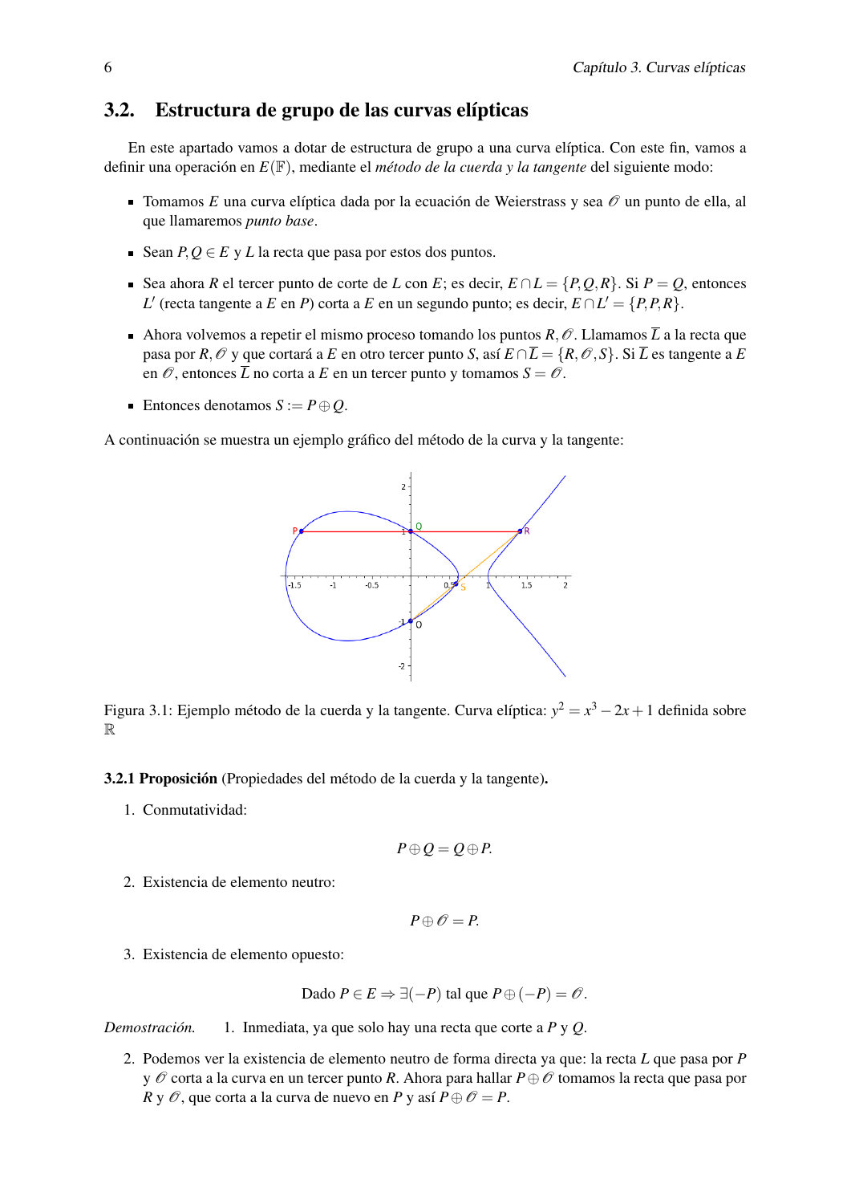## 3.2. Estructura de grupo de las curvas elípticas

En este apartado vamos a dotar de estructura de grupo a una curva elíptica. Con este fin, vamos a definir una operación en $E(\mathbb{F})$, mediante el *método de la cuerda y la tangente* del siguiente modo:

- Tomamos $E$ una curva elíptica dada por la ecuación de Weierstrass y sea $\mathcal{O}$ un punto de ella, al que llamaremos *punto base*.
- Sean $P, Q \in E$ y $L$ la recta que pasa por estos dos puntos.
- Sea ahora $R$ el tercer punto de corte de $L$ con $E$; es decir, $E \cap L = \{P, Q, R\}$. Si $P = Q$, entonces $L'$ (recta tangente a $E$ en $P$) corta a $E$ en un segundo punto; es decir, $E \cap L' = \{P, P, R\}$.
- Ahora volvemos a repetir el mismo proceso tomando los puntos $R, \mathcal{O}$. Llamamos $\overline{L}$ a la recta que pasa por $R, \mathcal{O}$ y que cortará a $E$ en otro tercer punto $S$, así $E \cap \overline{L} = \{R, \mathcal{O}, S\}$. Si $\overline{L}$ es tangente a $E$ en $\mathcal{O}$, entonces $\overline{L}$ no corta a $E$ en un tercer punto y tomamos $S = \mathcal{O}$.
- Entonces denotamos $S := P \oplus Q$.

A continuación se muestra un ejemplo gráfico del método de la curva y la tangente:

Figura 3.1: Ejemplo método de la cuerda y la tangente. Curva elíptica: $y^2 = x^3 - 2x + 1$ definida sobre $\mathbb{R}$

**3.2.1 Proposición** (Propiedades del método de la cuerda y la tangente)**.**

1. Conmutatividad:

$$P \oplus Q = Q \oplus P.$$

2. Existencia de elemento neutro:

$$P \oplus \mathcal{O} = P.$$

3. Existencia de elemento opuesto:

$$\text{Dado } P \in E \Rightarrow \exists(-P) \text{ tal que } P \oplus (-P) = \mathcal{O}.$$

*Demostración.*

1. Inmediata, ya que solo hay una recta que corte a $P$ y $Q$.
2. Podemos ver la existencia de elemento neutro de forma directa ya que: la recta $L$ que pasa por $P$ y $\mathcal{O}$ corta a la curva en un tercer punto $R$. Ahora para hallar $P \oplus \mathcal{O}$ tomamos la recta que pasa por $R$ y $\mathcal{O}$, que corta a la curva de nuevo en $P$ y así $P \oplus \mathcal{O} = P$.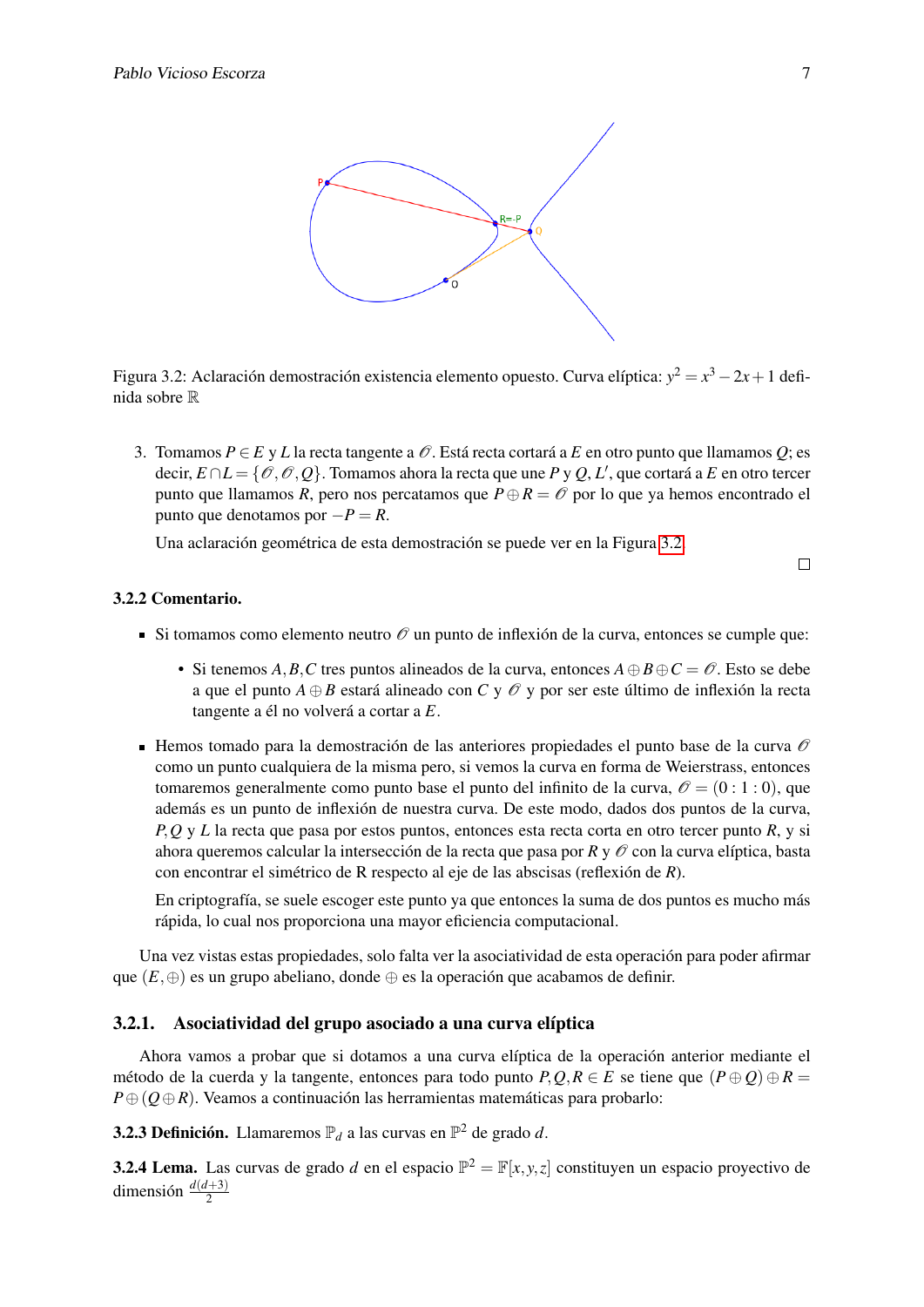Figura 3.2: Aclaración demostración existencia elemento opuesto. Curva elíptica: $y^2 = x^3 - 2x + 1$ definida sobre $\mathbb{R}$

3. Tomamos $P \in E$ y $L$ la recta tangente a $\mathcal{O}$. Está recta cortará a $E$ en otro punto que llamamos $Q$; es decir, $E \cap L = \{\mathcal{O}, \mathcal{O}, Q\}$. Tomamos ahora la recta que une $P$ y $Q$, $L'$, que cortará a $E$ en otro tercer punto que llamamos $R$, pero nos percatamos que $P \oplus R = \mathcal{O}$ por lo que ya hemos encontrado el punto que denotamos por $-P = R$.

   Una aclaración geométrica de esta demostración se puede ver en la Figura 3.2.

□

**3.2.2 Comentario.**

- Si tomamos como elemento neutro $\mathcal{O}$ un punto de inflexión de la curva, entonces se cumple que:
  - Si tenemos $A, B, C$ tres puntos alineados de la curva, entonces $A \oplus B \oplus C = \mathcal{O}$. Esto se debe a que el punto $A \oplus B$ estará alineado con $C$ y $\mathcal{O}$ y por ser este último de inflexión la recta tangente a él no volverá a cortar a $E$.
- Hemos tomado para la demostración de las anteriores propiedades el punto base de la curva $\mathcal{O}$ como un punto cualquiera de la misma pero, si vemos la curva en forma de Weierstrass, entonces tomaremos generalmente como punto base el punto del infinito de la curva, $\mathcal{O} = (0 : 1 : 0)$, que además es un punto de inflexión de nuestra curva. De este modo, dados dos puntos de la curva, $P, Q$ y $L$ la recta que pasa por estos puntos, entonces esta recta corta en otro tercer punto $R$, y si ahora queremos calcular la intersección de la recta que pasa por $R$ y $\mathcal{O}$ con la curva elíptica, basta con encontrar el simétrico de R respecto al eje de las abscisas (reflexión de $R$).

  En criptografía, se suele escoger este punto ya que entonces la suma de dos puntos es mucho más rápida, lo cual nos proporciona una mayor eficiencia computacional.

Una vez vistas estas propiedades, solo falta ver la asociatividad de esta operación para poder afirmar que $(E, \oplus)$ es un grupo abeliano, donde $\oplus$ es la operación que acabamos de definir.

### 3.2.1. Asociatividad del grupo asociado a una curva elíptica

Ahora vamos a probar que si dotamos a una curva elíptica de la operación anterior mediante el método de la cuerda y la tangente, entonces para todo punto $P, Q, R \in E$ se tiene que $(P \oplus Q) \oplus R = P \oplus (Q \oplus R)$. Veamos a continuación las herramientas matemáticas para probarlo:

**3.2.3 Definición.** Llamaremos $\mathbb{P}_d$ a las curvas en $\mathbb{P}^2$ de grado $d$.

**3.2.4 Lema.** Las curvas de grado $d$ en el espacio $\mathbb{P}^2 = \mathbb{F}[x, y, z]$ constituyen un espacio proyectivo de dimensión $\frac{d(d+3)}{2}$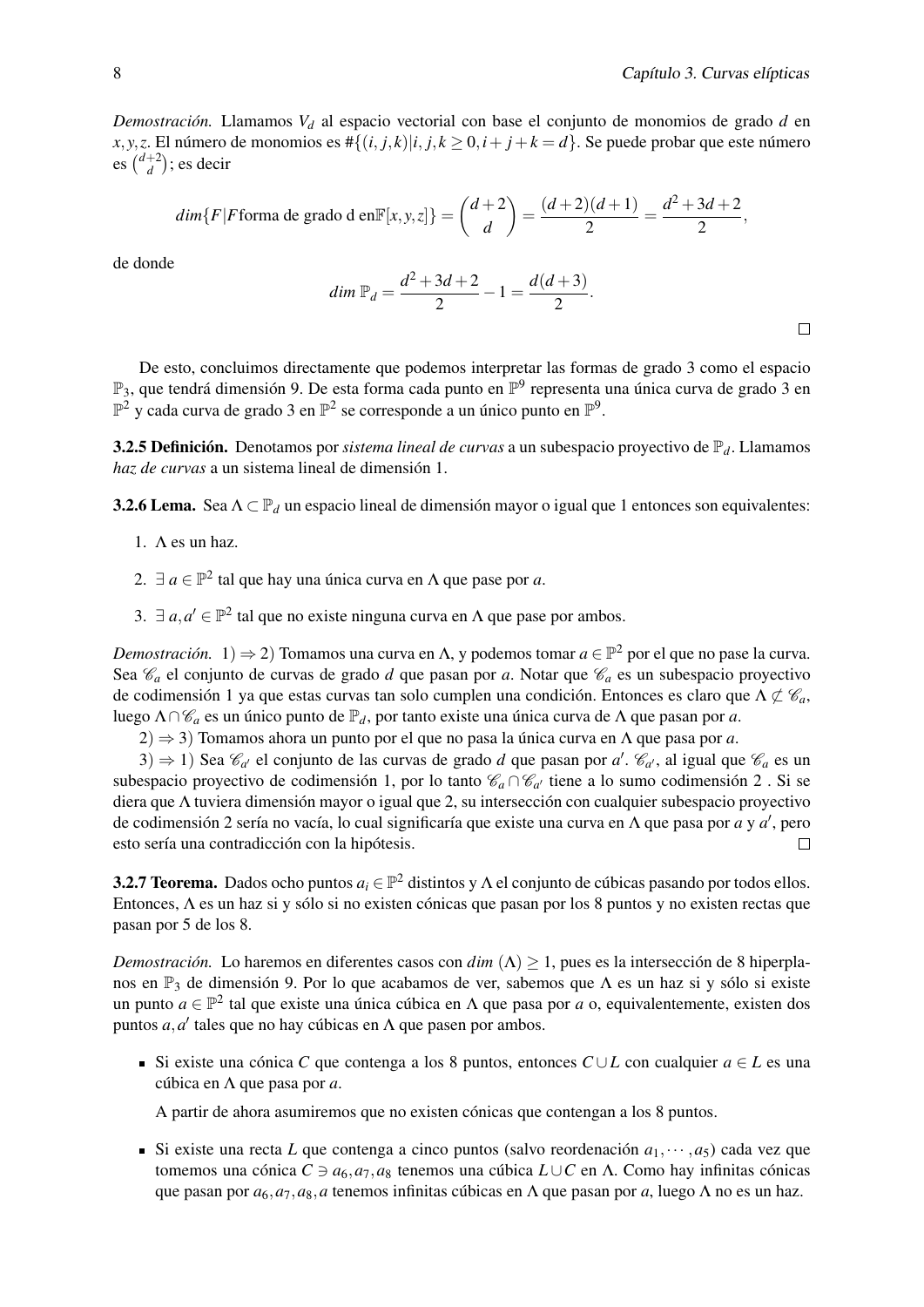*Demostración.* Llamamos $V_d$ al espacio vectorial con base el conjunto de monomios de grado $d$ en $x, y, z$. El número de monomios es $\#\{(i, j, k) | i, j, k \geq 0, i + j + k = d\}$. Se puede probar que este número es $\binom{d+2}{d}$; es decir

$$dim\{F | F \text{forma de grado d en} \mathbb{F}[x, y, z]\} = \binom{d+2}{d} = \frac{(d+2)(d+1)}{2} = \frac{d^2 + 3d + 2}{2},$$

de donde

$$dim\ \mathbb{P}_d = \frac{d^2 + 3d + 2}{2} - 1 = \frac{d(d+3)}{2}.$$

□

De esto, concluimos directamente que podemos interpretar las formas de grado 3 como el espacio $\mathbb{P}_3$, que tendrá dimensión 9. De esta forma cada punto en $\mathbb{P}^9$ representa una única curva de grado 3 en $\mathbb{P}^2$ y cada curva de grado 3 en $\mathbb{P}^2$ se corresponde a un único punto en $\mathbb{P}^9$.

**3.2.5 Definición.** Denotamos por *sistema lineal de curvas* a un subespacio proyectivo de $\mathbb{P}_d$. Llamamos *haz de curvas* a un sistema lineal de dimensión 1.

**3.2.6 Lema.** Sea $\Lambda \subset \mathbb{P}_d$ un espacio lineal de dimensión mayor o igual que 1 entonces son equivalentes:

1. $\Lambda$ es un haz.
2. $\exists\, a \in \mathbb{P}^2$ tal que hay una única curva en $\Lambda$ que pase por $a$.
3. $\exists\, a, a' \in \mathbb{P}^2$ tal que no existe ninguna curva en $\Lambda$ que pase por ambos.

*Demostración.* $1) \Rightarrow 2)$ Tomamos una curva en $\Lambda$, y podemos tomar $a \in \mathbb{P}^2$ por el que no pase la curva. Sea $\mathscr{C}_a$ el conjunto de curvas de grado $d$ que pasan por $a$. Notar que $\mathscr{C}_a$ es un subespacio proyectivo de codimensión 1 ya que estas curvas tan solo cumplen una condición. Entonces es claro que $\Lambda \not\subset \mathscr{C}_a$, luego $\Lambda \cap \mathscr{C}_a$ es un único punto de $\mathbb{P}_d$, por tanto existe una única curva de $\Lambda$ que pasan por $a$.

$2) \Rightarrow 3)$ Tomamos ahora un punto por el que no pasa la única curva en $\Lambda$ que pasa por $a$.

$3) \Rightarrow 1)$ Sea $\mathscr{C}_{a'}$ el conjunto de las curvas de grado $d$ que pasan por $a'$. $\mathscr{C}_{a'}$, al igual que $\mathscr{C}_a$ es un subespacio proyectivo de codimensión 1, por lo tanto $\mathscr{C}_a \cap \mathscr{C}_{a'}$ tiene a lo sumo codimensión 2 . Si se diera que $\Lambda$ tuviera dimensión mayor o igual que 2, su intersección con cualquier subespacio proyectivo de codimensión 2 sería no vacía, lo cual significaría que existe una curva en $\Lambda$ que pasa por $a$ y $a'$, pero esto sería una contradicción con la hipótesis. □

**3.2.7 Teorema.** Dados ocho puntos $a_i \in \mathbb{P}^2$ distintos y $\Lambda$ el conjunto de cúbicas pasando por todos ellos. Entonces, $\Lambda$ es un haz si y sólo si no existen cónicas que pasan por los 8 puntos y no existen rectas que pasan por 5 de los 8.

*Demostración.* Lo haremos en diferentes casos con $dim\ (\Lambda) \geq 1$, pues es la intersección de 8 hiperplanos en $\mathbb{P}_3$ de dimensión 9. Por lo que acabamos de ver, sabemos que $\Lambda$ es un haz si y sólo si existe un punto $a \in \mathbb{P}^2$ tal que existe una única cúbica en $\Lambda$ que pasa por $a$ o, equivalentemente, existen dos puntos $a, a'$ tales que no hay cúbicas en $\Lambda$ que pasen por ambos.

- Si existe una cónica $C$ que contenga a los 8 puntos, entonces $C \cup L$ con cualquier $a \in L$ es una cúbica en $\Lambda$ que pasa por $a$.

  A partir de ahora asumiremos que no existen cónicas que contengan a los 8 puntos.

- Si existe una recta $L$ que contenga a cinco puntos (salvo reordenación $a_1, \cdots, a_5$) cada vez que tomemos una cónica $C \ni a_6, a_7, a_8$ tenemos una cúbica $L \cup C$ en $\Lambda$. Como hay infinitas cónicas que pasan por $a_6, a_7, a_8, a$ tenemos infinitas cúbicas en $\Lambda$ que pasan por $a$, luego $\Lambda$ no es un haz.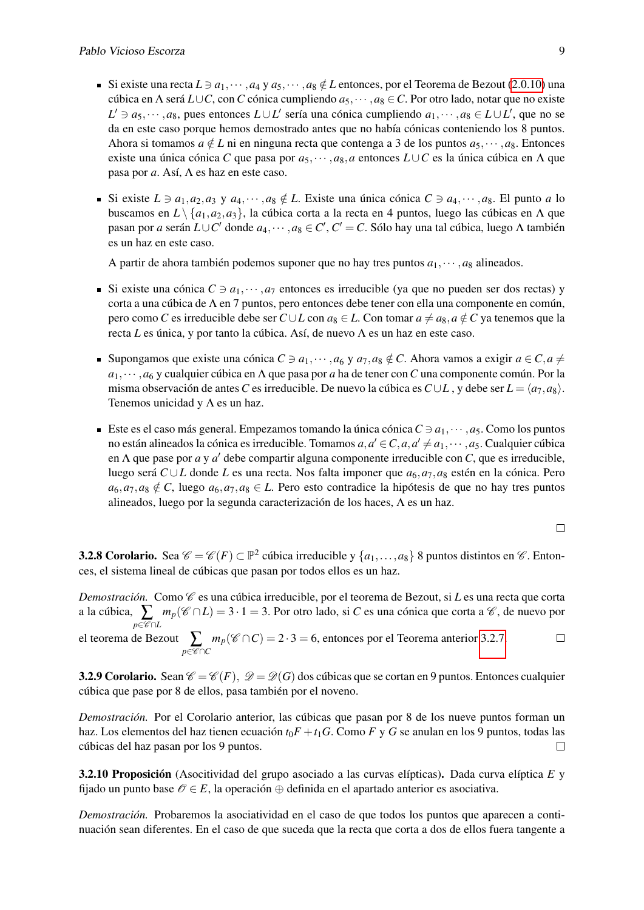- Si existe una recta $L \ni a_1, \cdots, a_4$ y $a_5, \cdots, a_8 \notin L$ entonces, por el Teorema de Bezout (2.0.10) una cúbica en $\Lambda$ será $L \cup C$, con $C$ cónica cumpliendo $a_5, \cdots, a_8 \in C$. Por otro lado, notar que no existe $L' \ni a_5, \cdots, a_8$, pues entonces $L \cup L'$ sería una cónica cumpliendo $a_1, \cdots, a_8 \in L \cup L'$, que no se da en este caso porque hemos demostrado antes que no había cónicas conteniendo los 8 puntos. Ahora si tomamos $a \notin L$ ni en ninguna recta que contenga a 3 de los puntos $a_5, \cdots, a_8$. Entonces existe una única cónica $C$ que pasa por $a_5, \cdots, a_8, a$ entonces $L \cup C$ es la única cúbica en $\Lambda$ que pasa por $a$. Así, $\Lambda$ es haz en este caso.

- Si existe $L \ni a_1, a_2, a_3$ y $a_4, \cdots, a_8 \notin L$. Existe una única cónica $C \ni a_4, \cdots, a_8$. El punto $a$ lo buscamos en $L \setminus \{a_1, a_2, a_3\}$, la cúbica corta a la recta en 4 puntos, luego las cúbicas en $\Lambda$ que pasan por $a$ serán $L \cup C'$ donde $a_4, \cdots, a_8 \in C'$, $C' = C$. Sólo hay una tal cúbica, luego $\Lambda$ también es un haz en este caso.

  A partir de ahora también podemos suponer que no hay tres puntos $a_1, \cdots, a_8$ alineados.

- Si existe una cónica $C \ni a_1, \cdots, a_7$ entonces es irreducible (ya que no pueden ser dos rectas) y corta a una cúbica de $\Lambda$ en 7 puntos, pero entonces debe tener con ella una componente en común, pero como $C$ es irreducible debe ser $C \cup L$ con $a_8 \in L$. Con tomar $a \neq a_8, a \notin C$ ya tenemos que la recta $L$ es única, y por tanto la cúbica. Así, de nuevo $\Lambda$ es un haz en este caso.

- Supongamos que existe una cónica $C \ni a_1, \cdots, a_6$ y $a_7, a_8 \notin C$. Ahora vamos a exigir $a \in C, a \neq a_1, \cdots, a_6$ y cualquier cúbica en $\Lambda$ que pasa por $a$ ha de tener con $C$ una componente común. Por la misma observación de antes $C$ es irreducible. De nuevo la cúbica es $C \cup L$ , y debe ser $L = \langle a_7, a_8 \rangle$. Tenemos unicidad y $\Lambda$ es un haz.

- Este es el caso más general. Empezamos tomando la única cónica $C \ni a_1, \cdots, a_5$. Como los puntos no están alineados la cónica es irreducible. Tomamos $a, a' \in C, a, a' \neq a_1, \cdots, a_5$. Cualquier cúbica en $\Lambda$ que pase por $a$ y $a'$ debe compartir alguna componente irreducible con $C$, que es irreducible, luego será $C \cup L$ donde $L$ es una recta. Nos falta imponer que $a_6, a_7, a_8$ estén en la cónica. Pero $a_6, a_7, a_8 \notin C$, luego $a_6, a_7, a_8 \in L$. Pero esto contradice la hipótesis de que no hay tres puntos alineados, luego por la segunda caracterización de los haces, $\Lambda$ es un haz.

□

**3.2.8 Corolario.** Sea $\mathscr{C} = \mathscr{C}(F) \subset \mathbb{P}^2$ cúbica irreducible y $\{a_1, \ldots, a_8\}$ 8 puntos distintos en $\mathscr{C}$. Entonces, el sistema lineal de cúbicas que pasan por todos ellos es un haz.

*Demostración.* Como $\mathscr{C}$ es una cúbica irreducible, por el teorema de Bezout, si $L$ es una recta que corta a la cúbica, $\sum_{p \in \mathscr{C} \cap L} m_p(\mathscr{C} \cap L) = 3 \cdot 1 = 3$. Por otro lado, si $C$ es una cónica que corta a $\mathscr{C}$, de nuevo por el teorema de Bezout $\sum_{p \in \mathscr{C} \cap C} m_p(\mathscr{C} \cap C) = 2 \cdot 3 = 6$, entonces por el Teorema anterior 3.2.7 □

**3.2.9 Corolario.** Sean $\mathscr{C} = \mathscr{C}(F)$, $\mathscr{D} = \mathscr{D}(G)$ dos cúbicas que se cortan en 9 puntos. Entonces cualquier cúbica que pase por 8 de ellos, pasa también por el noveno.

*Demostración.* Por el Corolario anterior, las cúbicas que pasan por 8 de los nueve puntos forman un haz. Los elementos del haz tienen ecuación $t_0 F + t_1 G$. Como $F$ y $G$ se anulan en los 9 puntos, todas las cúbicas del haz pasan por los 9 puntos. □

**3.2.10 Proposición** (Asocitividad del grupo asociado a las curvas elípticas)**.** Dada curva elíptica $E$ y fijado un punto base $\mathscr{O} \in E$, la operación $\oplus$ definida en el apartado anterior es asociativa.

*Demostración.* Probaremos la asociatividad en el caso de que todos los puntos que aparecen a continuación sean diferentes. En el caso de que suceda que la recta que corta a dos de ellos fuera tangente a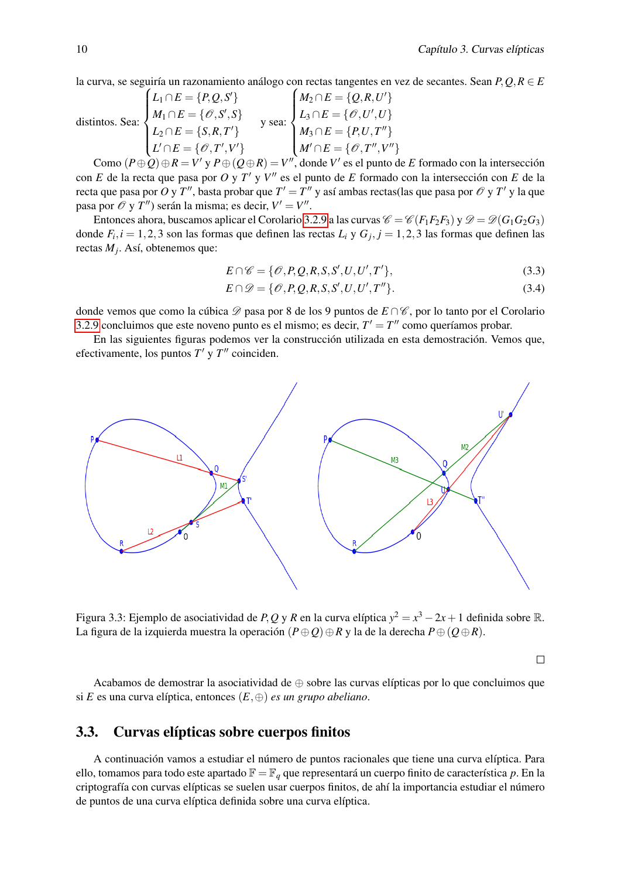la curva, se seguiría un razonamiento análogo con rectas tangentes en vez de secantes. Sean $P,Q,R \in E$ distintos. Sea: $\begin{cases} L_1 \cap E = \{P,Q,S'\} \\ M_1 \cap E = \{\mathscr{O},S',S\} \\ L_2 \cap E = \{S,R,T'\} \\ L' \cap E = \{\mathscr{O},T',V'\} \end{cases}$ y sea: $\begin{cases} M_2 \cap E = \{Q,R,U'\} \\ L_3 \cap E = \{\mathscr{O},U',U\} \\ M_3 \cap E = \{P,U,T''\} \\ M' \cap E = \{\mathscr{O},T'',V''\} \end{cases}$

Como $(P \oplus Q) \oplus R = V'$ y $P \oplus (Q \oplus R) = V''$, donde $V'$ es el punto de $E$ formado con la intersección con $E$ de la recta que pasa por $O$ y $T'$ y $V''$ es el punto de $E$ formado con la intersección con $E$ de la recta que pasa por $O$ y $T''$, basta probar que $T' = T''$ y así ambas rectas(las que pasa por $\mathscr{O}$ y $T'$ y la que pasa por $\mathscr{O}$ y $T''$) serán la misma; es decir, $V' = V''$.

Entonces ahora, buscamos aplicar el Corolario 3.2.9 a las curvas $\mathscr{C} = \mathscr{C}(F_1F_2F_3)$ y $\mathscr{D} = \mathscr{D}(G_1G_2G_3)$ donde $F_i, i = 1,2,3$ son las formas que definen las rectas $L_i$ y $G_j, j = 1,2,3$ las formas que definen las rectas $M_j$. Así, obtenemos que:

$$E \cap \mathscr{C} = \{\mathscr{O},P,Q,R,S,S',U,U',T'\}, \tag{3.3}$$

$$E \cap \mathscr{D} = \{\mathscr{O},P,Q,R,S,S',U,U',T''\}. \tag{3.4}$$

donde vemos que como la cúbica $\mathscr{D}$ pasa por 8 de los 9 puntos de $E \cap \mathscr{C}$, por lo tanto por el Corolario 3.2.9 concluimos que este noveno punto es el mismo; es decir, $T' = T''$ como queríamos probar.

En las siguientes figuras podemos ver la construcción utilizada en esta demostración. Vemos que, efectivamente, los puntos $T'$ y $T''$ coinciden.

Figura 3.3: Ejemplo de asociatividad de $P,Q$ y $R$ en la curva elíptica $y^2 = x^3 - 2x + 1$ definida sobre $\mathbb{R}$. La figura de la izquierda muestra la operación $(P \oplus Q) \oplus R$ y la de la derecha $P \oplus (Q \oplus R)$.

□

Acabamos de demostrar la asociatividad de $\oplus$ sobre las curvas elípticas por lo que concluimos que si $E$ es una curva elíptica, entonces $(E, \oplus)$ *es un grupo abeliano*.

## 3.3. Curvas elípticas sobre cuerpos finitos

A continuación vamos a estudiar el número de puntos racionales que tiene una curva elíptica. Para ello, tomamos para todo este apartado $\mathbb{F} = \mathbb{F}_q$ que representará un cuerpo finito de característica $p$. En la criptografía con curvas elípticas se suelen usar cuerpos finitos, de ahí la importancia estudiar el número de puntos de una curva elíptica definida sobre una curva elíptica.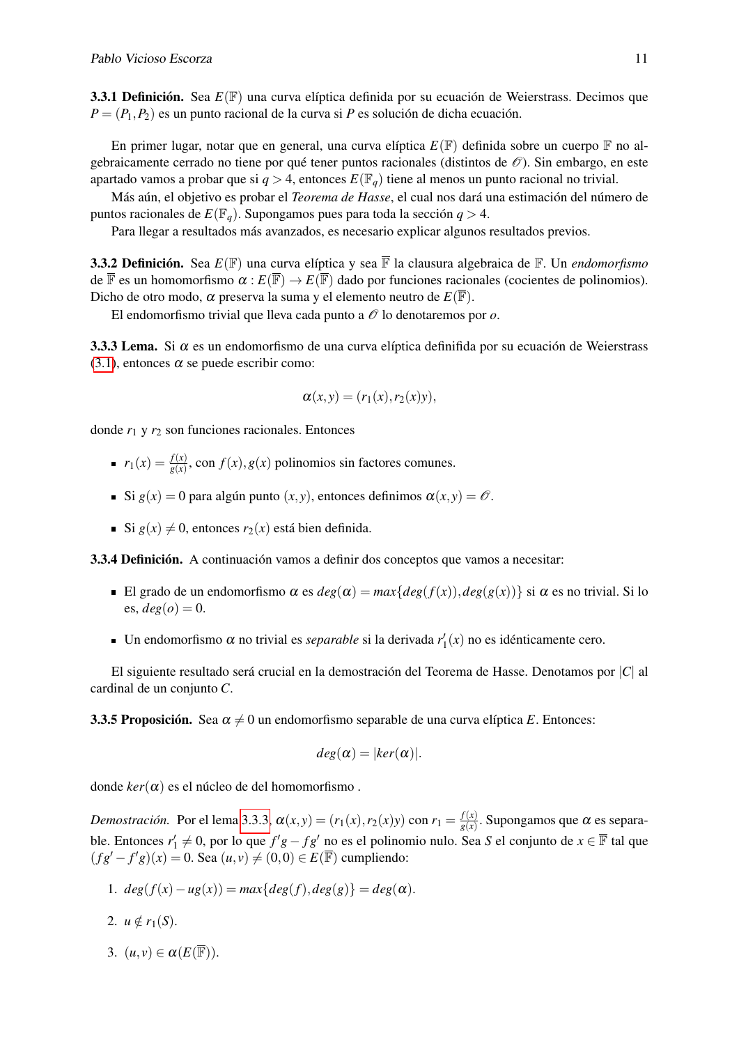**3.3.1 Definición.** Sea $E(\mathbb{F})$ una curva elíptica definida por su ecuación de Weierstrass. Decimos que $P = (P_1, P_2)$ es un punto racional de la curva si $P$ es solución de dicha ecuación.

En primer lugar, notar que en general, una curva elíptica $E(\mathbb{F})$ definida sobre un cuerpo $\mathbb{F}$ no algebraicamente cerrado no tiene por qué tener puntos racionales (distintos de $\mathscr{O}$). Sin embargo, en este apartado vamos a probar que si $q > 4$, entonces $E(\mathbb{F}_q)$ tiene al menos un punto racional no trivial.

Más aún, el objetivo es probar el *Teorema de Hasse*, el cual nos dará una estimación del número de puntos racionales de $E(\mathbb{F}_q)$. Supongamos pues para toda la sección $q > 4$.

Para llegar a resultados más avanzados, es necesario explicar algunos resultados previos.

**3.3.2 Definición.** Sea $E(\mathbb{F})$ una curva elíptica y sea $\overline{\mathbb{F}}$ la clausura algebraica de $\mathbb{F}$. Un *endomorfismo* de $\overline{\mathbb{F}}$ es un homomorfismo $\alpha : E(\overline{\mathbb{F}}) \to E(\overline{\mathbb{F}})$ dado por funciones racionales (cocientes de polinomios). Dicho de otro modo, $\alpha$ preserva la suma y el elemento neutro de $E(\overline{\mathbb{F}})$.

El endomorfismo trivial que lleva cada punto a $\mathscr{O}$ lo denotaremos por $o$.

**3.3.3 Lema.** Si $\alpha$ es un endomorfismo de una curva elíptica definifida por su ecuación de Weierstrass (3.1), entonces $\alpha$ se puede escribir como:

$$\alpha(x,y) = (r_1(x), r_2(x)y),$$

donde $r_1$ y $r_2$ son funciones racionales. Entonces

- $r_1(x) = \frac{f(x)}{g(x)}$, con $f(x), g(x)$ polinomios sin factores comunes.
- Si $g(x) = 0$ para algún punto $(x,y)$, entonces definimos $\alpha(x,y) = \mathscr{O}$.
- Si $g(x) \neq 0$, entonces $r_2(x)$ está bien definida.

**3.3.4 Definición.** A continuación vamos a definir dos conceptos que vamos a necesitar:

- El grado de un endomorfismo $\alpha$ es $deg(\alpha) = max\{deg(f(x)), deg(g(x))\}$ si $\alpha$ es no trivial. Si lo es, $deg(o) = 0$.
- Un endomorfismo $\alpha$ no trivial es *separable* si la derivada $r_1'(x)$ no es idénticamente cero.

El siguiente resultado será crucial en la demostración del Teorema de Hasse. Denotamos por $|C|$ al cardinal de un conjunto $C$.

**3.3.5 Proposición.** Sea $\alpha \neq 0$ un endomorfismo separable de una curva elíptica $E$. Entonces:

$$deg(\alpha) = |ker(\alpha)|.$$

donde $ker(\alpha)$ es el núcleo de del homomorfismo .

*Demostración.* Por el lema 3.3.3, $\alpha(x,y) = (r_1(x), r_2(x)y)$ con $r_1 = \frac{f(x)}{g(x)}$. Supongamos que $\alpha$ es separable. Entonces $r_1' \neq 0$, por lo que $f'g - fg'$ no es el polinomio nulo. Sea $S$ el conjunto de $x \in \overline{\mathbb{F}}$ tal que $(fg' - f'g)(x) = 0$. Sea $(u,v) \neq (0,0) \in E(\overline{\mathbb{F}})$ cumpliendo:

1. $deg(f(x) - ug(x)) = max\{deg(f), deg(g)\} = deg(\alpha)$.
2. $u \notin r_1(S)$.
3. $(u,v) \in \alpha(E(\overline{\mathbb{F}}))$.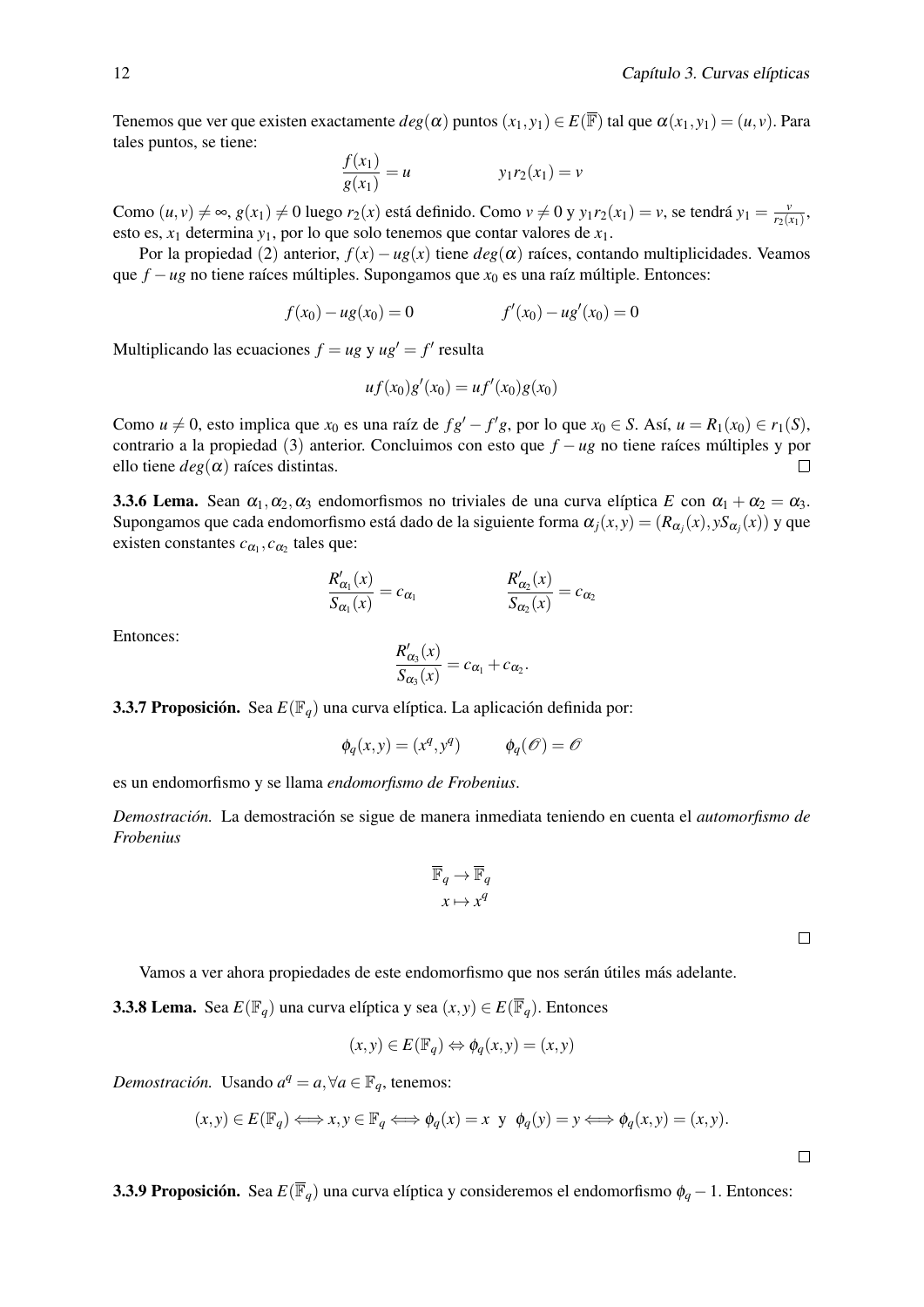Tenemos que ver que existen exactamente $deg(\alpha)$ puntos $(x_1, y_1) \in E(\overline{\mathbb{F}})$ tal que $\alpha(x_1, y_1) = (u, v)$. Para tales puntos, se tiene:

$$\frac{f(x_1)}{g(x_1)} = u \qquad\qquad y_1 r_2(x_1) = v$$

Como $(u, v) \neq \infty$, $g(x_1) \neq 0$ luego $r_2(x)$ está definido. Como $v \neq 0$ y $y_1 r_2(x_1) = v$, se tendrá $y_1 = \frac{v}{r_2(x_1)}$, esto es, $x_1$ determina $y_1$, por lo que solo tenemos que contar valores de $x_1$.

Por la propiedad (2) anterior, $f(x) - ug(x)$ tiene $deg(\alpha)$ raíces, contando multiplicidades. Veamos que $f - ug$ no tiene raíces múltiples. Supongamos que $x_0$ es una raíz múltiple. Entonces:

$$f(x_0) - ug(x_0) = 0 \qquad\qquad f'(x_0) - ug'(x_0) = 0$$

Multiplicando las ecuaciones $f = ug$ y $ug' = f'$ resulta

$$uf(x_0)g'(x_0) = uf'(x_0)g(x_0)$$

Como $u \neq 0$, esto implica que $x_0$ es una raíz de $fg' - f'g$, por lo que $x_0 \in S$. Así, $u = R_1(x_0) \in r_1(S)$, contrario a la propiedad (3) anterior. Concluimos con esto que $f - ug$ no tiene raíces múltiples y por ello tiene $deg(\alpha)$ raíces distintas. ☐

**3.3.6 Lema.** Sean $\alpha_1, \alpha_2, \alpha_3$ endomorfismos no triviales de una curva elíptica $E$ con $\alpha_1 + \alpha_2 = \alpha_3$. Supongamos que cada endomorfismo está dado de la siguiente forma $\alpha_j(x, y) = (R_{\alpha_j}(x), yS_{\alpha_j}(x))$ y que existen constantes $c_{\alpha_1}, c_{\alpha_2}$ tales que:

$$\frac{R'_{\alpha_1}(x)}{S_{\alpha_1}(x)} = c_{\alpha_1} \qquad\qquad \frac{R'_{\alpha_2}(x)}{S_{\alpha_2}(x)} = c_{\alpha_2}$$

Entonces:

$$\frac{R'_{\alpha_3}(x)}{S_{\alpha_3}(x)} = c_{\alpha_1} + c_{\alpha_2}.$$

**3.3.7 Proposición.** Sea $E(\mathbb{F}_q)$ una curva elíptica. La aplicación definida por:

$$\phi_q(x, y) = (x^q, y^q) \qquad\qquad \phi_q(\mathcal{O}) = \mathcal{O}$$

es un endomorfismo y se llama *endomorfismo de Frobenius*.

*Demostración.* La demostración se sigue de manera inmediata teniendo en cuenta el *automorfismo de Frobenius*

$$\begin{aligned} \overline{\mathbb{F}}_q &\to \overline{\mathbb{F}}_q \\ x &\mapsto x^q \end{aligned}$$

☐

Vamos a ver ahora propiedades de este endomorfismo que nos serán útiles más adelante.

**3.3.8 Lema.** Sea $E(\mathbb{F}_q)$ una curva elíptica y sea $(x, y) \in E(\overline{\mathbb{F}}_q)$. Entonces

$$(x, y) \in E(\mathbb{F}_q) \Leftrightarrow \phi_q(x, y) = (x, y)$$

*Demostración.* Usando $a^q = a, \forall a \in \mathbb{F}_q$, tenemos:

$$(x, y) \in E(\mathbb{F}_q) \Longleftrightarrow x, y \in \mathbb{F}_q \Longleftrightarrow \phi_q(x) = x \text{ y } \phi_q(y) = y \Longleftrightarrow \phi_q(x, y) = (x, y).$$

☐

**3.3.9 Proposición.** Sea $E(\overline{\mathbb{F}}_q)$ una curva elíptica y consideremos el endomorfismo $\phi_q - 1$. Entonces: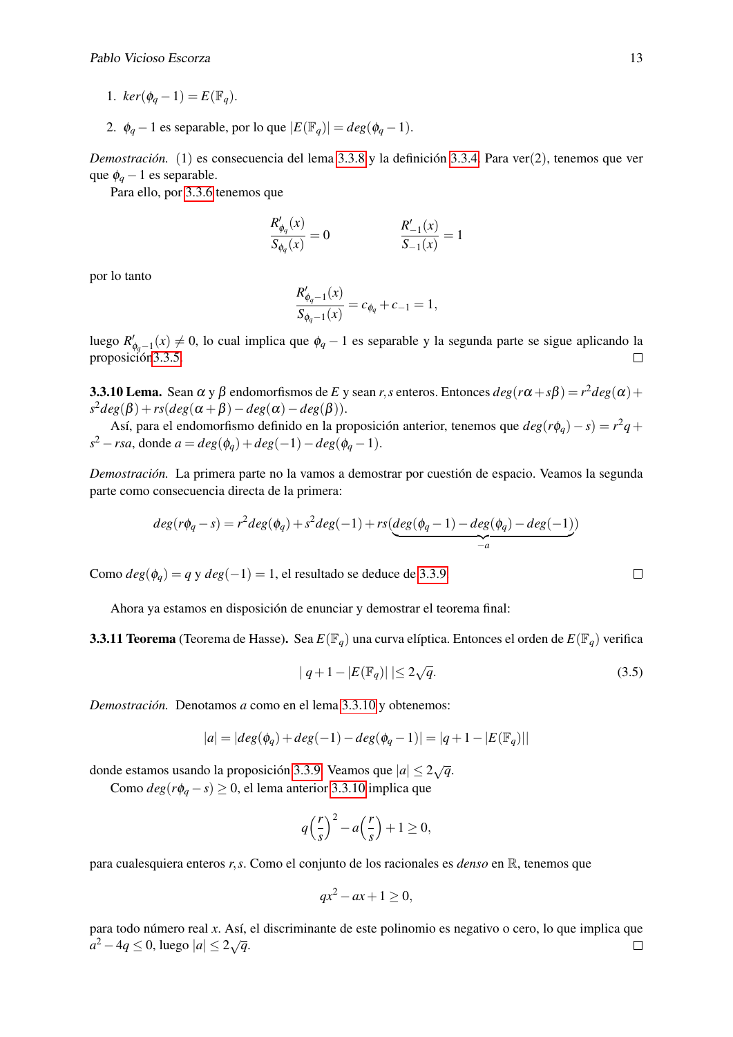1. $ker(\phi_q - 1) = E(\mathbb{F}_q)$.

2. $\phi_q - 1$ es separable, por lo que $|E(\mathbb{F}_q)| = deg(\phi_q - 1)$.

*Demostración.* (1) es consecuencia del lema 3.3.8 y la definición 3.3.4. Para ver(2), tenemos que ver que $\phi_q - 1$ es separable.

Para ello, por 3.3.6 tenemos que

$$\frac{R'_{\phi_q}(x)}{S_{\phi_q}(x)} = 0 \qquad\qquad \frac{R'_{-1}(x)}{S_{-1}(x)} = 1$$

por lo tanto

$$\frac{R'_{\phi_q - 1}(x)}{S_{\phi_q - 1}(x)} = c_{\phi_q} + c_{-1} = 1,$$

luego $R'_{\phi_q - 1}(x) \neq 0$, lo cual implica que $\phi_q - 1$ es separable y la segunda parte se sigue aplicando la proposición 3.3.5. □

**3.3.10 Lema.** Sean $\alpha$ y $\beta$ endomorfismos de $E$ y sean $r, s$ enteros. Entonces $deg(r\alpha + s\beta) = r^2 deg(\alpha) + s^2 deg(\beta) + rs(deg(\alpha + \beta) - deg(\alpha) - deg(\beta))$.

Así, para el endomorfismo definido en la proposición anterior, tenemos que $deg(r\phi_q) - s) = r^2 q + s^2 - rsa$, donde $a = deg(\phi_q) + deg(-1) - deg(\phi_q - 1)$.

*Demostración.* La primera parte no la vamos a demostrar por cuestión de espacio. Veamos la segunda parte como consecuencia directa de la primera:

$$deg(r\phi_q - s) = r^2 deg(\phi_q) + s^2 deg(-1) + rs(\underbrace{deg(\phi_q - 1) - deg(\phi_q) - deg(-1)}_{-a})$$

Como $deg(\phi_q) = q$ y $deg(-1) = 1$, el resultado se deduce de 3.3.9 □

Ahora ya estamos en disposición de enunciar y demostrar el teorema final:

**3.3.11 Teorema** (Teorema de Hasse)**.** Sea $E(\mathbb{F}_q)$ una curva elíptica. Entonces el orden de $E(\mathbb{F}_q)$ verifica

$$|\, q + 1 - |E(\mathbb{F}_q)|\, | \leq 2\sqrt{q}. \tag{3.5}$$

*Demostración.* Denotamos $a$ como en el lema 3.3.10 y obtenemos:

$$|a| = |deg(\phi_q) + deg(-1) - deg(\phi_q - 1)| = |q + 1 - |E(\mathbb{F}_q)||$$

donde estamos usando la proposición 3.3.9. Veamos que $|a| \leq 2\sqrt{q}$.

Como $deg(r\phi_q - s) \geq 0$, el lema anterior 3.3.10 implica que

$$q\left(\frac{r}{s}\right)^2 - a\left(\frac{r}{s}\right) + 1 \geq 0,$$

para cualesquiera enteros $r, s$. Como el conjunto de los racionales es *denso* en $\mathbb{R}$, tenemos que

$$qx^2 - ax + 1 \geq 0,$$

para todo número real $x$. Así, el discriminante de este polinomio es negativo o cero, lo que implica que $a^2 - 4q \leq 0$, luego $|a| \leq 2\sqrt{q}$. □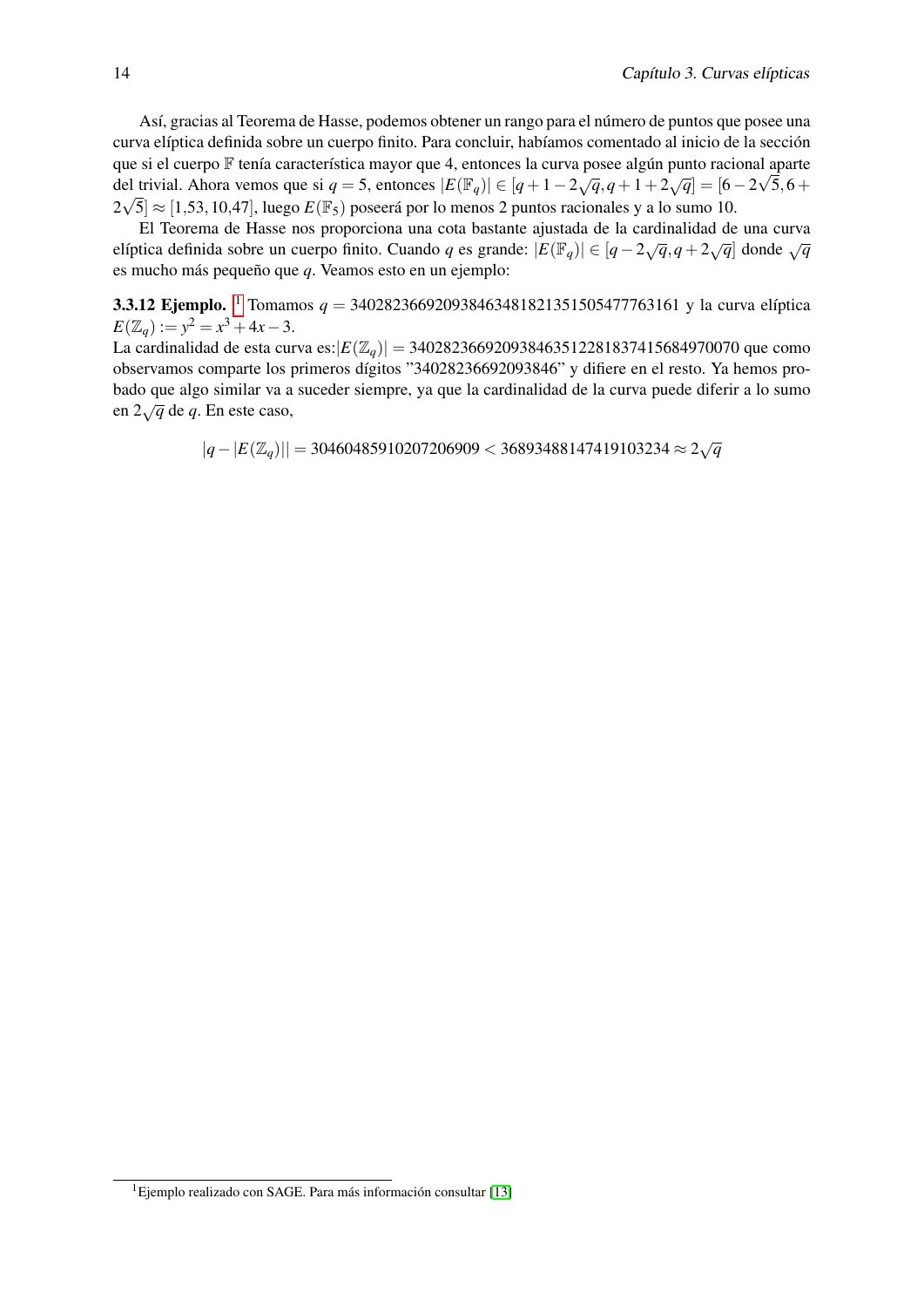Así, gracias al Teorema de Hasse, podemos obtener un rango para el número de puntos que posee una curva elíptica definida sobre un cuerpo finito. Para concluir, habíamos comentado al inicio de la sección que si el cuerpo $\mathbb{F}$ tenía característica mayor que 4, entonces la curva posee algún punto racional aparte del trivial. Ahora vemos que si $q = 5$, entonces $|E(\mathbb{F}_q)| \in [q+1-2\sqrt{q}, q+1+2\sqrt{q}] = [6-2\sqrt{5}, 6+2\sqrt{5}] \approx [1{,}53, 10{,}47]$, luego $E(\mathbb{F}_5)$ poseerá por lo menos 2 puntos racionales y a lo sumo 10.

El Teorema de Hasse nos proporciona una cota bastante ajustada de la cardinalidad de una curva elíptica definida sobre un cuerpo finito. Cuando $q$ es grande: $|E(\mathbb{F}_q)| \in [q-2\sqrt{q}, q+2\sqrt{q}]$ donde $\sqrt{q}$ es mucho más pequeño que $q$. Veamos esto en un ejemplo:

**3.3.12 Ejemplo.** [1] Tomamos $q = 340282366920938463481821351505477763161$ y la curva elíptica $E(\mathbb{Z}_q) := y^2 = x^3 + 4x - 3$.
La cardinalidad de esta curva es:$|E(\mathbb{Z}_q)| = 340282366920938463512281837415684970070$ que como observamos comparte los primeros dígitos "34028236692093846" y difiere en el resto. Ya hemos probado que algo similar va a suceder siempre, ya que la cardinalidad de la curva puede diferir a lo sumo en $2\sqrt{q}$ de $q$. En este caso,

$$|q - |E(\mathbb{Z}_q)|| = 30460485910207206909 < 36893488147419103234 \approx 2\sqrt{q}$$

[1] Ejemplo realizado con SAGE. Para más información consultar [13]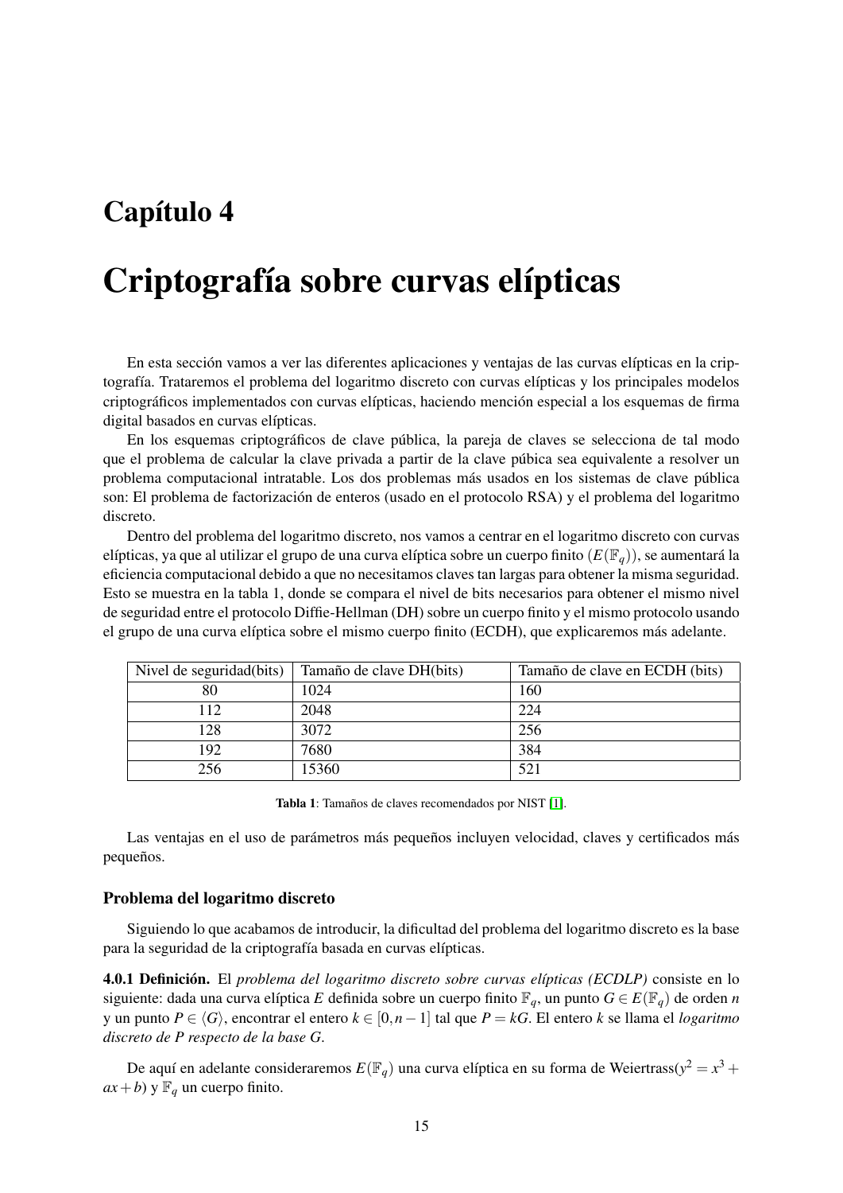# Capítulo 4

# Criptografía sobre curvas elípticas

En esta sección vamos a ver las diferentes aplicaciones y ventajas de las curvas elípticas en la criptografía. Trataremos el problema del logaritmo discreto con curvas elípticas y los principales modelos criptográficos implementados con curvas elípticas, haciendo mención especial a los esquemas de firma digital basados en curvas elípticas.

En los esquemas criptográficos de clave pública, la pareja de claves se selecciona de tal modo que el problema de calcular la clave privada a partir de la clave púbica sea equivalente a resolver un problema computacional intratable. Los dos problemas más usados en los sistemas de clave pública son: El problema de factorización de enteros (usado en el protocolo RSA) y el problema del logaritmo discreto.

Dentro del problema del logaritmo discreto, nos vamos a centrar en el logaritmo discreto con curvas elípticas, ya que al utilizar el grupo de una curva elíptica sobre un cuerpo finito $(E(\mathbb{F}_q))$, se aumentará la eficiencia computacional debido a que no necesitamos claves tan largas para obtener la misma seguridad. Esto se muestra en la tabla 1, donde se compara el nivel de bits necesarios para obtener el mismo nivel de seguridad entre el protocolo Diffie-Hellman (DH) sobre un cuerpo finito y el mismo protocolo usando el grupo de una curva elíptica sobre el mismo cuerpo finito (ECDH), que explicaremos más adelante.

| Nivel de seguridad(bits) | Tamaño de clave DH(bits) | Tamaño de clave en ECDH (bits) |
|---|---|---|
| 80 | 1024 | 160 |
| 112 | 2048 | 224 |
| 128 | 3072 | 256 |
| 192 | 7680 | 384 |
| 256 | 15360 | 521 |

**Tabla 1**: Tamaños de claves recomendados por NIST [1].

Las ventajas en el uso de parámetros más pequeños incluyen velocidad, claves y certificados más pequeños.

### Problema del logaritmo discreto

Siguiendo lo que acabamos de introducir, la dificultad del problema del logaritmo discreto es la base para la seguridad de la criptografía basada en curvas elípticas.

**4.0.1 Definición.** El *problema del logaritmo discreto sobre curvas elípticas (ECDLP)* consiste en lo siguiente: dada una curva elíptica $E$ definida sobre un cuerpo finito $\mathbb{F}_q$, un punto $G \in E(\mathbb{F}_q)$ de orden $n$ y un punto $P \in \langle G \rangle$, encontrar el entero $k \in [0, n-1]$ tal que $P = kG$. El entero $k$ se llama el *logaritmo discreto de P respecto de la base G*.

De aquí en adelante consideraremos $E(\mathbb{F}_q)$ una curva elíptica en su forma de Weiertrass($y^2 = x^3 + ax + b$) y $\mathbb{F}_q$ un cuerpo finito.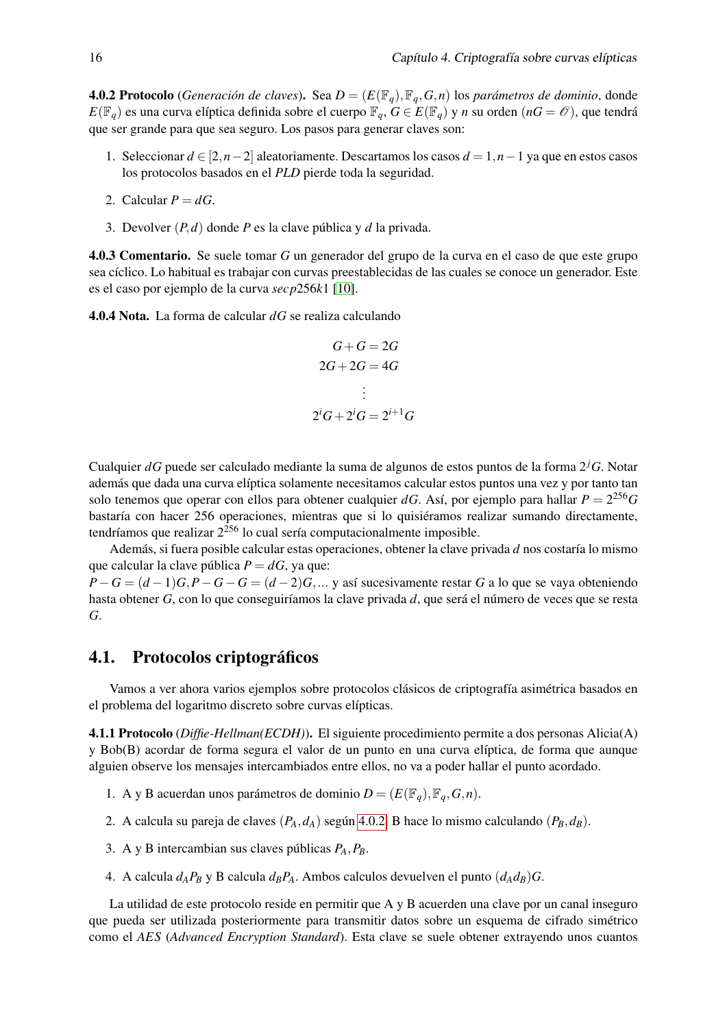**4.0.2 Protocolo** (*Generación de claves*)**.** Sea $D = (E(\mathbb{F}_q), \mathbb{F}_q, G, n)$ los *parámetros de dominio*, donde $E(\mathbb{F}_q)$ es una curva elíptica definida sobre el cuerpo $\mathbb{F}_q$, $G \in E(\mathbb{F}_q)$ y $n$ su orden ($nG = \mathscr{O}$), que tendrá que ser grande para que sea seguro. Los pasos para generar claves son:

1. Seleccionar $d \in [2, n-2]$ aleatoriamente. Descartamos los casos $d = 1, n-1$ ya que en estos casos los protocolos basados en el *PLD* pierde toda la seguridad.
2. Calcular $P = dG$.
3. Devolver $(P, d)$ donde $P$ es la clave pública y $d$ la privada.

**4.0.3 Comentario.** Se suele tomar $G$ un generador del grupo de la curva en el caso de que este grupo sea cíclico. Lo habitual es trabajar con curvas preestablecidas de las cuales se conoce un generador. Este es el caso por ejemplo de la curva $secp256k1$ [10].

**4.0.4 Nota.** La forma de calcular $dG$ se realiza calculando

$$
\begin{aligned}
G + G &= 2G \\
2G + 2G &= 4G \\
&\vdots \\
2^i G + 2^i G &= 2^{i+1} G
\end{aligned}
$$

Cualquier $dG$ puede ser calculado mediante la suma de algunos de estos puntos de la forma $2^j G$. Notar además que dada una curva elíptica solamente necesitamos calcular estos puntos una vez y por tanto tan solo tenemos que operar con ellos para obtener cualquier $dG$. Así, por ejemplo para hallar $P = 2^{256} G$ bastaría con hacer 256 operaciones, mientras que si lo quisiéramos realizar sumando directamente, tendríamos que realizar $2^{256}$ lo cual sería computacionalmente imposible.

Además, si fuera posible calcular estas operaciones, obtener la clave privada $d$ nos costaría lo mismo que calcular la clave pública $P = dG$, ya que:
$P - G = (d-1)G, P - G - G = (d-2)G, \ldots$ y así sucesivamente restar $G$ a lo que se vaya obteniendo hasta obtener $G$, con lo que conseguiríamos la clave privada $d$, que será el número de veces que se resta $G$.

## 4.1. Protocolos criptográficos

Vamos a ver ahora varios ejemplos sobre protocolos clásicos de criptografía asimétrica basados en el problema del logaritmo discreto sobre curvas elípticas.

**4.1.1 Protocolo** (*Diffie-Hellman(ECDH)*)**.** El siguiente procedimiento permite a dos personas Alicia(A) y Bob(B) acordar de forma segura el valor de un punto en una curva elíptica, de forma que aunque alguien observe los mensajes intercambiados entre ellos, no va a poder hallar el punto acordado.

1. A y B acuerdan unos parámetros de dominio $D = (E(\mathbb{F}_q), \mathbb{F}_q, G, n)$.
2. A calcula su pareja de claves $(P_A, d_A)$ según 4.0.2. B hace lo mismo calculando $(P_B, d_B)$.
3. A y B intercambian sus claves públicas $P_A, P_B$.
4. A calcula $d_A P_B$ y B calcula $d_B P_A$. Ambos calculos devuelven el punto $(d_A d_B)G$.

La utilidad de este protocolo reside en permitir que A y B acuerden una clave por un canal inseguro que pueda ser utilizada posteriormente para transmitir datos sobre un esquema de cifrado simétrico como el *AES* (*Advanced Encryption Standard*). Esta clave se suele obtener extrayendo unos cuantos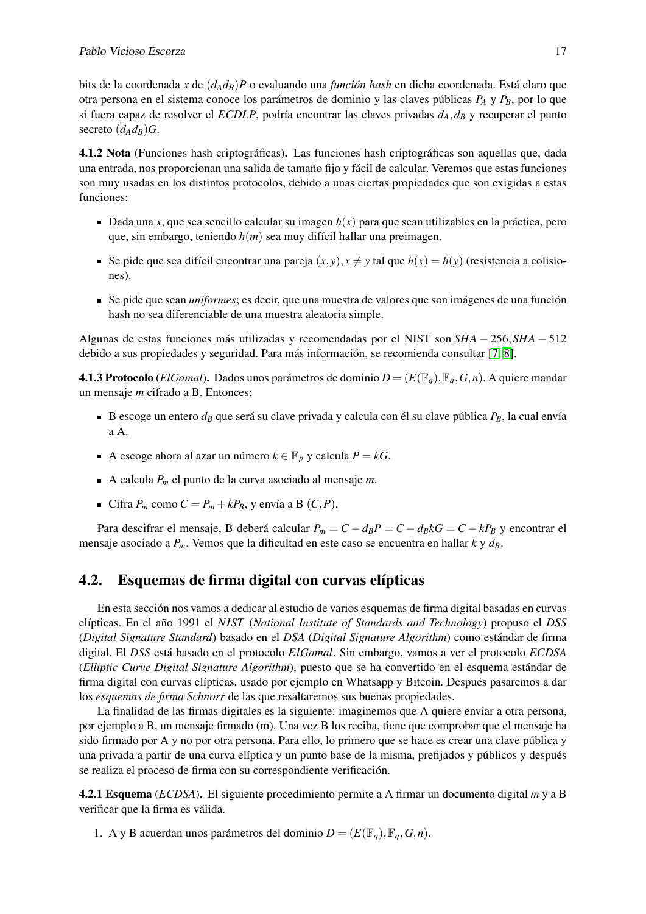bits de la coordenada $x$ de $(d_A d_B)P$ o evaluando una *función hash* en dicha coordenada. Está claro que otra persona en el sistema conoce los parámetros de dominio y las claves públicas $P_A$ y $P_B$, por lo que si fuera capaz de resolver el *ECDLP*, podría encontrar las claves privadas $d_A, d_B$ y recuperar el punto secreto $(d_A d_B)G$.

**4.1.2 Nota** (Funciones hash criptográficas)**.** Las funciones hash criptográficas son aquellas que, dada una entrada, nos proporcionan una salida de tamaño fijo y fácil de calcular. Veremos que estas funciones son muy usadas en los distintos protocolos, debido a unas ciertas propiedades que son exigidas a estas funciones:

- Dada una $x$, que sea sencillo calcular su imagen $h(x)$ para que sean utilizables en la práctica, pero que, sin embargo, teniendo $h(m)$ sea muy difícil hallar una preimagen.
- Se pide que sea difícil encontrar una pareja $(x, y), x \neq y$ tal que $h(x) = h(y)$ (resistencia a colisiones).
- Se pide que sean *uniformes*; es decir, que una muestra de valores que son imágenes de una función hash no sea diferenciable de una muestra aleatoria simple.

Algunas de estas funciones más utilizadas y recomendadas por el NIST son $SHA-256, SHA-512$ debido a sus propiedades y seguridad. Para más información, se recomienda consultar [7, 8].

**4.1.3 Protocolo** (*ElGamal*)**.** Dados unos parámetros de dominio $D = (E(\mathbb{F}_q), \mathbb{F}_q, G, n)$. A quiere mandar un mensaje $m$ cifrado a B. Entonces:

- B escoge un entero $d_B$ que será su clave privada y calcula con él su clave pública $P_B$, la cual envía a A.
- A escoge ahora al azar un número $k \in \mathbb{F}_p$ y calcula $P = kG$.
- A calcula $P_m$ el punto de la curva asociado al mensaje $m$.
- Cifra $P_m$ como $C = P_m + kP_B$, y envía a B $(C, P)$.

Para descifrar el mensaje, B deberá calcular $P_m = C - d_B P = C - d_B kG = C - kP_B$ y encontrar el mensaje asociado a $P_m$. Vemos que la dificultad en este caso se encuentra en hallar $k$ y $d_B$.

## 4.2. Esquemas de firma digital con curvas elípticas

En esta sección nos vamos a dedicar al estudio de varios esquemas de firma digital basadas en curvas elípticas. En el año 1991 el *NIST* (*National Institute of Standards and Technology*) propuso el *DSS* (*Digital Signature Standard*) basado en el *DSA* (*Digital Signature Algorithm*) como estándar de firma digital. El *DSS* está basado en el protocolo *ElGamal*. Sin embargo, vamos a ver el protocolo *ECDSA* (*Elliptic Curve Digital Signature Algorithm*), puesto que se ha convertido en el esquema estándar de firma digital con curvas elípticas, usado por ejemplo en Whatsapp y Bitcoin. Después pasaremos a dar los *esquemas de firma Schnorr* de las que resaltaremos sus buenas propiedades.

La finalidad de las firmas digitales es la siguiente: imaginemos que A quiere enviar a otra persona, por ejemplo a B, un mensaje firmado (m). Una vez B los reciba, tiene que comprobar que el mensaje ha sido firmado por A y no por otra persona. Para ello, lo primero que se hace es crear una clave pública y una privada a partir de una curva elíptica y un punto base de la misma, prefijados y públicos y después se realiza el proceso de firma con su correspondiente verificación.

**4.2.1 Esquema** (*ECDSA*)**.** El siguiente procedimiento permite a A firmar un documento digital $m$ y a B verificar que la firma es válida.

1. A y B acuerdan unos parámetros del dominio $D = (E(\mathbb{F}_q), \mathbb{F}_q, G, n)$.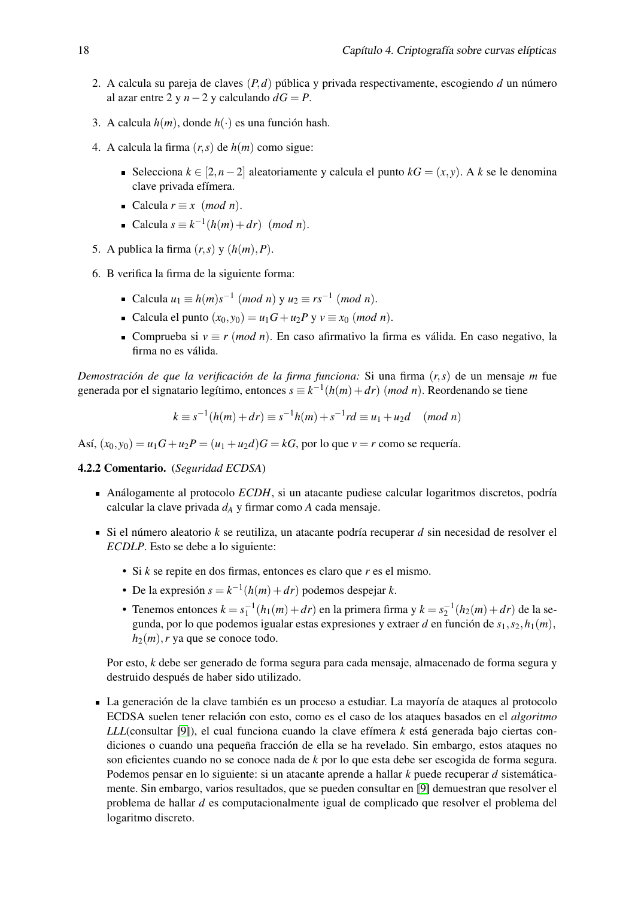2. A calcula su pareja de claves $(P,d)$ pública y privada respectivamente, escogiendo $d$ un número al azar entre 2 y $n-2$ y calculando $dG = P$.

3. A calcula $h(m)$, donde $h(\cdot)$ es una función hash.

4. A calcula la firma $(r,s)$ de $h(m)$ como sigue:

   - Selecciona $k \in [2, n-2]$ aleatoriamente y calcula el punto $kG = (x,y)$. A $k$ se le denomina clave privada efímera.
   - Calcula $r \equiv x \pmod{n}$.
   - Calcula $s \equiv k^{-1}(h(m) + dr) \pmod{n}$.

5. A publica la firma $(r,s)$ y $(h(m), P)$.

6. B verifica la firma de la siguiente forma:

   - Calcula $u_1 \equiv h(m)s^{-1} \pmod{n}$ y $u_2 \equiv rs^{-1} \pmod{n}$.
   - Calcula el punto $(x_0, y_0) = u_1 G + u_2 P$ y $v \equiv x_0 \pmod{n}$.
   - Comprueba si $v \equiv r \pmod{n}$. En caso afirmativo la firma es válida. En caso negativo, la firma no es válida.

*Demostración de que la verificación de la firma funciona:* Si una firma $(r,s)$ de un mensaje $m$ fue generada por el signatario legítimo, entonces $s \equiv k^{-1}(h(m) + dr) \pmod{n}$. Reordenando se tiene

$$k \equiv s^{-1}(h(m) + dr) \equiv s^{-1}h(m) + s^{-1}rd \equiv u_1 + u_2 d \pmod{n}$$

Así, $(x_0, y_0) = u_1 G + u_2 P = (u_1 + u_2 d)G = kG$, por lo que $v = r$ como se requería.

**4.2.2 Comentario.** (*Seguridad ECDSA*)

- Análogamente al protocolo *ECDH*, si un atacante pudiese calcular logaritmos discretos, podría calcular la clave privada $d_A$ y firmar como $A$ cada mensaje.

- Si el número aleatorio $k$ se reutiliza, un atacante podría recuperar $d$ sin necesidad de resolver el *ECDLP*. Esto se debe a lo siguiente:

  - Si $k$ se repite en dos firmas, entonces es claro que $r$ es el mismo.
  - De la expresión $s = k^{-1}(h(m) + dr)$ podemos despejar $k$.
  - Tenemos entonces $k = s_1^{-1}(h_1(m) + dr)$ en la primera firma y $k = s_2^{-1}(h_2(m) + dr)$ de la segunda, por lo que podemos igualar estas expresiones y extraer $d$ en función de $s_1, s_2, h_1(m), h_2(m), r$ ya que se conoce todo.

  Por esto, $k$ debe ser generado de forma segura para cada mensaje, almacenado de forma segura y destruido después de haber sido utilizado.

- La generación de la clave también es un proceso a estudiar. La mayoría de ataques al protocolo ECDSA suelen tener relación con esto, como es el caso de los ataques basados en el *algoritmo LLL*(consultar [9]), el cual funciona cuando la clave efímera $k$ está generada bajo ciertas condiciones o cuando una pequeña fracción de ella se ha revelado. Sin embargo, estos ataques no son eficientes cuando no se conoce nada de $k$ por lo que esta debe ser escogida de forma segura. Podemos pensar en lo siguiente: si un atacante aprende a hallar $k$ puede recuperar $d$ sistemáticamente. Sin embargo, varios resultados, que se pueden consultar en [9] demuestran que resolver el problema de hallar $d$ es computacionalmente igual de complicado que resolver el problema del logaritmo discreto.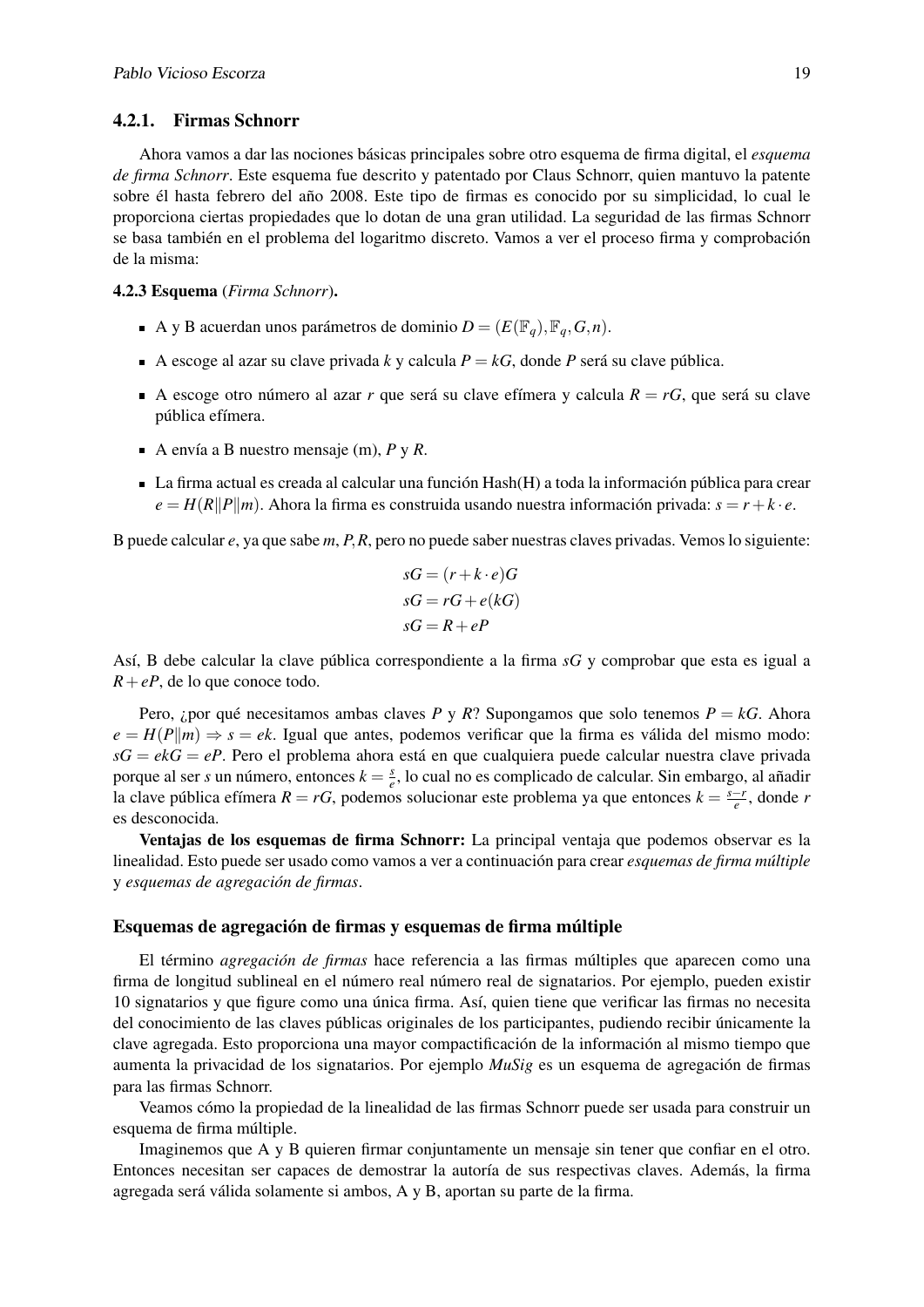### 4.2.1. Firmas Schnorr

Ahora vamos a dar las nociones básicas principales sobre otro esquema de firma digital, el *esquema de firma Schnorr*. Este esquema fue descrito y patentado por Claus Schnorr, quien mantuvo la patente sobre él hasta febrero del año 2008. Este tipo de firmas es conocido por su simplicidad, lo cual le proporciona ciertas propiedades que lo dotan de una gran utilidad. La seguridad de las firmas Schnorr se basa también en el problema del logaritmo discreto. Vamos a ver el proceso firma y comprobación de la misma:

**4.2.3 Esquema** (*Firma Schnorr*)**.**

- A y B acuerdan unos parámetros de dominio $D = (E(\mathbb{F}_q), \mathbb{F}_q, G, n)$.
- A escoge al azar su clave privada $k$ y calcula $P = kG$, donde $P$ será su clave pública.
- A escoge otro número al azar $r$ que será su clave efímera y calcula $R = rG$, que será su clave pública efímera.
- A envía a B nuestro mensaje (m), $P$ y $R$.
- La firma actual es creada al calcular una función Hash(H) a toda la información pública para crear $e = H(R\|P\|m)$. Ahora la firma es construida usando nuestra información privada: $s = r + k \cdot e$.

B puede calcular $e$, ya que sabe $m, P, R$, pero no puede saber nuestras claves privadas. Vemos lo siguiente:

$$
\begin{aligned}
sG &= (r + k \cdot e)G \\
sG &= rG + e(kG) \\
sG &= R + eP
\end{aligned}
$$

Así, B debe calcular la clave pública correspondiente a la firma $sG$ y comprobar que esta es igual a $R + eP$, de lo que conoce todo.

Pero, ¿por qué necesitamos ambas claves $P$ y $R$? Supongamos que solo tenemos $P = kG$. Ahora $e = H(P\|m) \Rightarrow s = ek$. Igual que antes, podemos verificar que la firma es válida del mismo modo: $sG = ekG = eP$. Pero el problema ahora está en que cualquiera puede calcular nuestra clave privada porque al ser $s$ un número, entonces $k = \frac{s}{e}$, lo cual no es complicado de calcular. Sin embargo, al añadir la clave pública efímera $R = rG$, podemos solucionar este problema ya que entonces $k = \frac{s-r}{e}$, donde $r$ es desconocida.

**Ventajas de los esquemas de firma Schnorr:** La principal ventaja que podemos observar es la linealidad. Esto puede ser usado como vamos a ver a continuación para crear *esquemas de firma múltiple* y *esquemas de agregación de firmas*.

#### Esquemas de agregación de firmas y esquemas de firma múltiple

El término *agregación de firmas* hace referencia a las firmas múltiples que aparecen como una firma de longitud sublineal en el número real número real de signatarios. Por ejemplo, pueden existir 10 signatarios y que figure como una única firma. Así, quien tiene que verificar las firmas no necesita del conocimiento de las claves públicas originales de los participantes, pudiendo recibir únicamente la clave agregada. Esto proporciona una mayor compactificación de la información al mismo tiempo que aumenta la privacidad de los signatarios. Por ejemplo *MuSig* es un esquema de agregación de firmas para las firmas Schnorr.

Veamos cómo la propiedad de la linealidad de las firmas Schnorr puede ser usada para construir un esquema de firma múltiple.

Imaginemos que A y B quieren firmar conjuntamente un mensaje sin tener que confiar en el otro. Entonces necesitan ser capaces de demostrar la autoría de sus respectivas claves. Además, la firma agregada será válida solamente si ambos, A y B, aportan su parte de la firma.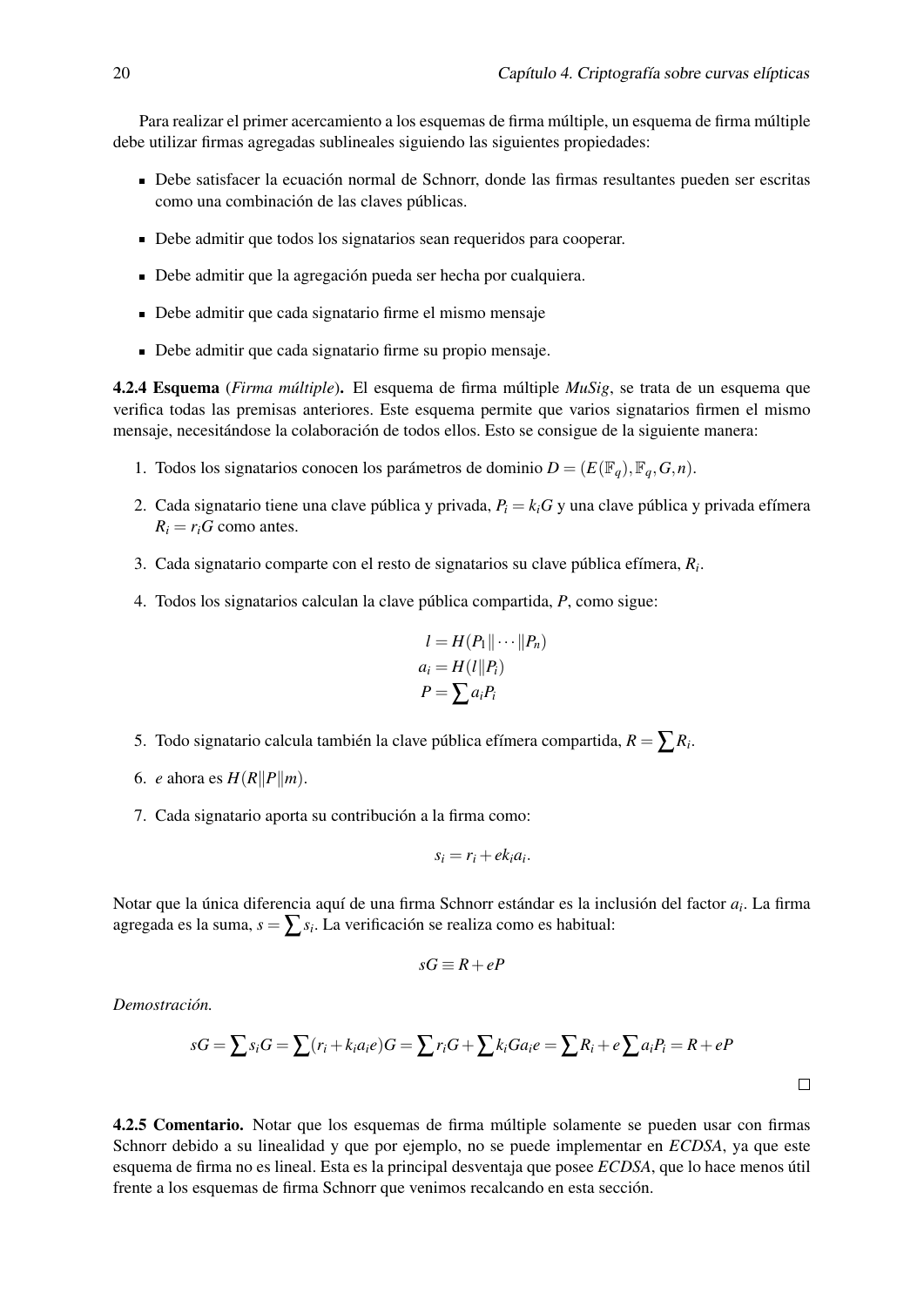Para realizar el primer acercamiento a los esquemas de firma múltiple, un esquema de firma múltiple debe utilizar firmas agregadas sublineales siguiendo las siguientes propiedades:

- Debe satisfacer la ecuación normal de Schnorr, donde las firmas resultantes pueden ser escritas como una combinación de las claves públicas.
- Debe admitir que todos los signatarios sean requeridos para cooperar.
- Debe admitir que la agregación pueda ser hecha por cualquiera.
- Debe admitir que cada signatario firme el mismo mensaje
- Debe admitir que cada signatario firme su propio mensaje.

**4.2.4 Esquema** (*Firma múltiple*)**.** El esquema de firma múltiple *MuSig*, se trata de un esquema que verifica todas las premisas anteriores. Este esquema permite que varios signatarios firmen el mismo mensaje, necesitándose la colaboración de todos ellos. Esto se consigue de la siguiente manera:

1. Todos los signatarios conocen los parámetros de dominio $D = (E(\mathbb{F}_q), \mathbb{F}_q, G, n)$.
2. Cada signatario tiene una clave pública y privada, $P_i = k_i G$ y una clave pública y privada efímera $R_i = r_i G$ como antes.
3. Cada signatario comparte con el resto de signatarios su clave pública efímera, $R_i$.
4. Todos los signatarios calculan la clave pública compartida, $P$, como sigue:

$$l = H(P_1 \| \cdots \| P_n)$$
$$a_i = H(l \| P_i)$$
$$P = \sum a_i P_i$$

5. Todo signatario calcula también la clave pública efímera compartida, $R = \sum R_i$.
6. $e$ ahora es $H(R \| P \| m)$.
7. Cada signatario aporta su contribución a la firma como:

$$s_i = r_i + e k_i a_i.$$

Notar que la única diferencia aquí de una firma Schnorr estándar es la inclusión del factor $a_i$. La firma agregada es la suma, $s = \sum s_i$. La verificación se realiza como es habitual:

$$sG \equiv R + eP$$

*Demostración.*

$$sG = \sum s_i G = \sum (r_i + k_i a_i e) G = \sum r_i G + \sum k_i G a_i e = \sum R_i + e \sum a_i P_i = R + eP$$

□

**4.2.5 Comentario.** Notar que los esquemas de firma múltiple solamente se pueden usar con firmas Schnorr debido a su linealidad y que por ejemplo, no se puede implementar en *ECDSA*, ya que este esquema de firma no es lineal. Esta es la principal desventaja que posee *ECDSA*, que lo hace menos útil frente a los esquemas de firma Schnorr que venimos recalcando en esta sección.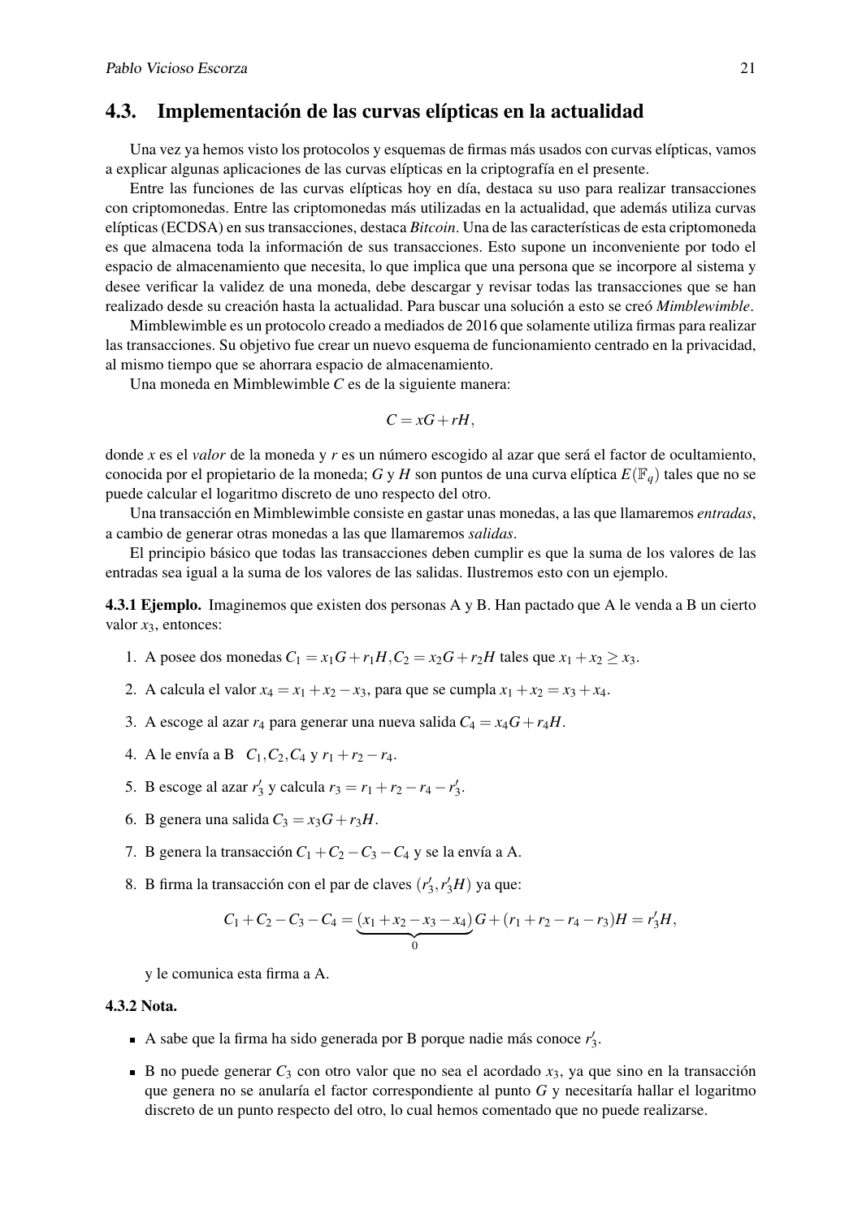## 4.3. Implementación de las curvas elípticas en la actualidad

Una vez ya hemos visto los protocolos y esquemas de firmas más usados con curvas elípticas, vamos a explicar algunas aplicaciones de las curvas elípticas en la criptografía en el presente.

Entre las funciones de las curvas elípticas hoy en día, destaca su uso para realizar transacciones con criptomonedas. Entre las criptomonedas más utilizadas en la actualidad, que además utiliza curvas elípticas (ECDSA) en sus transacciones, destaca *Bitcoin*. Una de las características de esta criptomoneda es que almacena toda la información de sus transacciones. Esto supone un inconveniente por todo el espacio de almacenamiento que necesita, lo que implica que una persona que se incorpore al sistema y desee verificar la validez de una moneda, debe descargar y revisar todas las transacciones que se han realizado desde su creación hasta la actualidad. Para buscar una solución a esto se creó *Mimblewimble*.

Mimblewimble es un protocolo creado a mediados de 2016 que solamente utiliza firmas para realizar las transacciones. Su objetivo fue crear un nuevo esquema de funcionamiento centrado en la privacidad, al mismo tiempo que se ahorrara espacio de almacenamiento.

Una moneda en Mimblewimble $C$ es de la siguiente manera:

$$C = xG + rH,$$

donde $x$ es el *valor* de la moneda y $r$ es un número escogido al azar que será el factor de ocultamiento, conocida por el propietario de la moneda; $G$ y $H$ son puntos de una curva elíptica $E(\mathbb{F}_q)$ tales que no se puede calcular el logaritmo discreto de uno respecto del otro.

Una transacción en Mimblewimble consiste en gastar unas monedas, a las que llamaremos *entradas*, a cambio de generar otras monedas a las que llamaremos *salidas*.

El principio básico que todas las transacciones deben cumplir es que la suma de los valores de las entradas sea igual a la suma de los valores de las salidas. Ilustremos esto con un ejemplo.

**4.3.1 Ejemplo.** Imaginemos que existen dos personas A y B. Han pactado que A le venda a B un cierto valor $x_3$, entonces:

1. A posee dos monedas $C_1 = x_1G + r_1H, C_2 = x_2G + r_2H$ tales que $x_1 + x_2 \geq x_3$.
2. A calcula el valor $x_4 = x_1 + x_2 - x_3$, para que se cumpla $x_1 + x_2 = x_3 + x_4$.
3. A escoge al azar $r_4$ para generar una nueva salida $C_4 = x_4G + r_4H$.
4. A le envía a B $C_1, C_2, C_4$ y $r_1 + r_2 - r_4$.
5. B escoge al azar $r_3'$ y calcula $r_3 = r_1 + r_2 - r_4 - r_3'$.
6. B genera una salida $C_3 = x_3G + r_3H$.
7. B genera la transacción $C_1 + C_2 - C_3 - C_4$ y se la envía a A.
8. B firma la transacción con el par de claves $(r_3', r_3'H)$ ya que:

$$C_1 + C_2 - C_3 - C_4 = \underbrace{(x_1 + x_2 - x_3 - x_4)}_{0}G + (r_1 + r_2 - r_4 - r_3)H = r_3'H,$$

y le comunica esta firma a A.

**4.3.2 Nota.**

- A sabe que la firma ha sido generada por B porque nadie más conoce $r_3'$.
- B no puede generar $C_3$ con otro valor que no sea el acordado $x_3$, ya que sino en la transacción que genera no se anularía el factor correspondiente al punto $G$ y necesitaría hallar el logaritmo discreto de un punto respecto del otro, lo cual hemos comentado que no puede realizarse.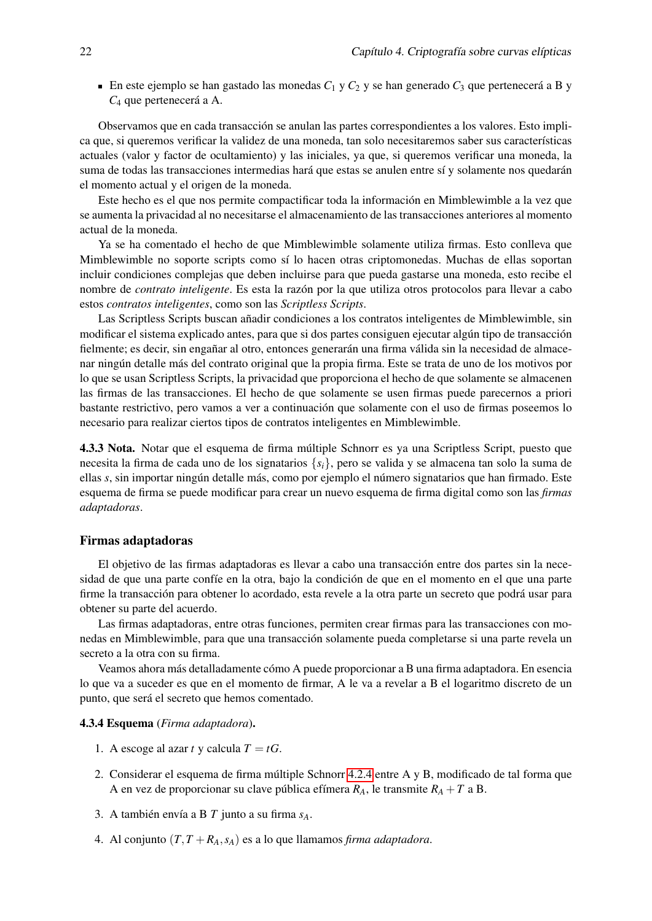- En este ejemplo se han gastado las monedas $C_1$ y $C_2$ y se han generado $C_3$ que pertenecerá a B y $C_4$ que pertenecerá a A.

Observamos que en cada transacción se anulan las partes correspondientes a los valores. Esto implica que, si queremos verificar la validez de una moneda, tan solo necesitaremos saber sus características actuales (valor y factor de ocultamiento) y las iniciales, ya que, si queremos verificar una moneda, la suma de todas las transacciones intermedias hará que estas se anulen entre sí y solamente nos quedarán el momento actual y el origen de la moneda.

Este hecho es el que nos permite compactificar toda la información en Mimblewimble a la vez que se aumenta la privacidad al no necesitarse el almacenamiento de las transacciones anteriores al momento actual de la moneda.

Ya se ha comentado el hecho de que Mimblewimble solamente utiliza firmas. Esto conlleva que Mimblewimble no soporte scripts como sí lo hacen otras criptomonedas. Muchas de ellas soportan incluir condiciones complejas que deben incluirse para que pueda gastarse una moneda, esto recibe el nombre de *contrato inteligente*. Es esta la razón por la que utiliza otros protocolos para llevar a cabo estos *contratos inteligentes*, como son las *Scriptless Scripts*.

Las Scriptless Scripts buscan añadir condiciones a los contratos inteligentes de Mimblewimble, sin modificar el sistema explicado antes, para que si dos partes consiguen ejecutar algún tipo de transacción fielmente; es decir, sin engañar al otro, entonces generarán una firma válida sin la necesidad de almacenar ningún detalle más del contrato original que la propia firma. Este se trata de uno de los motivos por lo que se usan Scriptless Scripts, la privacidad que proporciona el hecho de que solamente se almacenen las firmas de las transacciones. El hecho de que solamente se usen firmas puede parecernos a priori bastante restrictivo, pero vamos a ver a continuación que solamente con el uso de firmas poseemos lo necesario para realizar ciertos tipos de contratos inteligentes en Mimblewimble.

**4.3.3 Nota.** Notar que el esquema de firma múltiple Schnorr es ya una Scriptless Script, puesto que necesita la firma de cada uno de los signatarios $\{s_i\}$, pero se valida y se almacena tan solo la suma de ellas $s$, sin importar ningún detalle más, como por ejemplo el número signatarios que han firmado. Este esquema de firma se puede modificar para crear un nuevo esquema de firma digital como son las *firmas adaptadoras*.

### Firmas adaptadoras

El objetivo de las firmas adaptadoras es llevar a cabo una transacción entre dos partes sin la necesidad de que una parte confíe en la otra, bajo la condición de que en el momento en el que una parte firme la transacción para obtener lo acordado, esta revele a la otra parte un secreto que podrá usar para obtener su parte del acuerdo.

Las firmas adaptadoras, entre otras funciones, permiten crear firmas para las transacciones con monedas en Mimblewimble, para que una transacción solamente pueda completarse si una parte revela un secreto a la otra con su firma.

Veamos ahora más detalladamente cómo A puede proporcionar a B una firma adaptadora. En esencia lo que va a suceder es que en el momento de firmar, A le va a revelar a B el logaritmo discreto de un punto, que será el secreto que hemos comentado.

**4.3.4 Esquema** (*Firma adaptadora*)**.**

1. A escoge al azar $t$ y calcula $T = tG$.
2. Considerar el esquema de firma múltiple Schnorr 4.2.4 entre A y B, modificado de tal forma que A en vez de proporcionar su clave pública efímera $R_A$, le transmite $R_A + T$ a B.
3. A también envía a B $T$ junto a su firma $s_A$.
4. Al conjunto $(T, T + R_A, s_A)$ es a lo que llamamos *firma adaptadora*.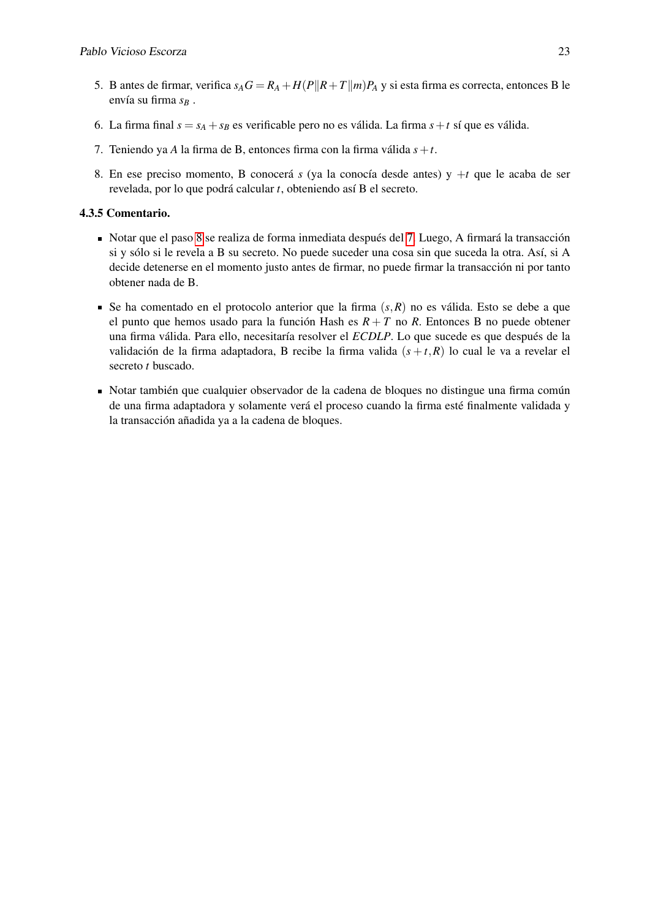5. B antes de firmar, verifica $s_A G = R_A + H(P\|R+T\|m)P_A$ y si esta firma es correcta, entonces B le envía su firma $s_B$ .

6. La firma final $s = s_A + s_B$ es verificable pero no es válida. La firma $s+t$ sí que es válida.

7. Teniendo ya $A$ la firma de B, entonces firma con la firma válida $s+t$.

8. En ese preciso momento, B conocerá $s$ (ya la conocía desde antes) y $+t$ que le acaba de ser revelada, por lo que podrá calcular $t$, obteniendo así B el secreto.

### 4.3.5 Comentario.

- Notar que el paso 8 se realiza de forma inmediata después del 7. Luego, A firmará la transacción si y sólo si le revela a B su secreto. No puede suceder una cosa sin que suceda la otra. Así, si A decide detenerse en el momento justo antes de firmar, no puede firmar la transacción ni por tanto obtener nada de B.

- Se ha comentado en el protocolo anterior que la firma $(s,R)$ no es válida. Esto se debe a que el punto que hemos usado para la función Hash es $R+T$ no $R$. Entonces B no puede obtener una firma válida. Para ello, necesitaría resolver el *ECDLP*. Lo que sucede es que después de la validación de la firma adaptadora, B recibe la firma valida $(s+t,R)$ lo cual le va a revelar el secreto $t$ buscado.

- Notar también que cualquier observador de la cadena de bloques no distingue una firma común de una firma adaptadora y solamente verá el proceso cuando la firma esté finalmente validada y la transacción añadida ya a la cadena de bloques.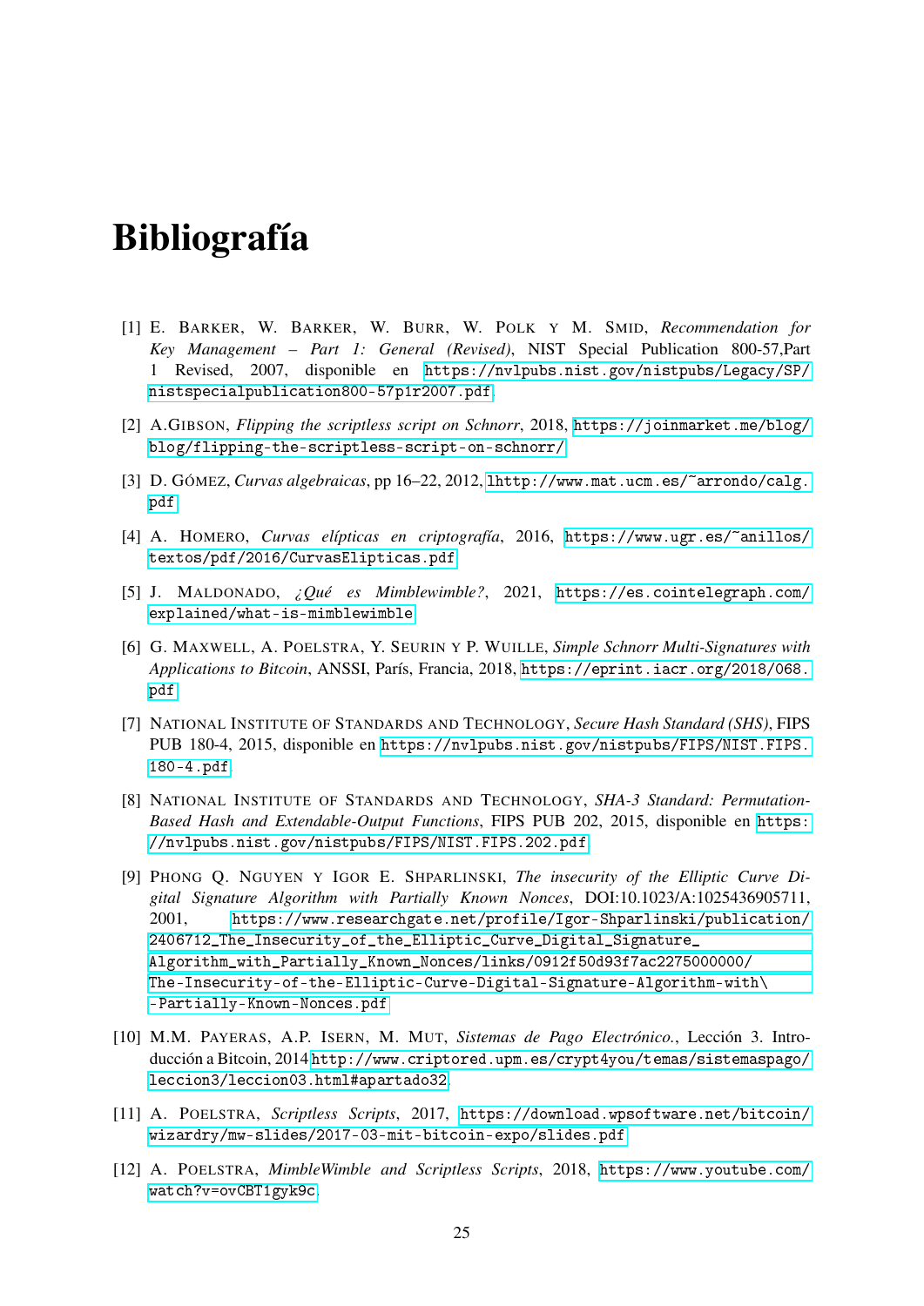# Bibliografía

[1] E. Barker, W. Barker, W. Burr, W. Polk y M. Smid, *Recommendation for Key Management – Part 1: General (Revised)*, NIST Special Publication 800-57,Part 1 Revised, 2007, disponible en https://nvlpubs.nist.gov/nistpubs/Legacy/SP/nistspecialpublication800-57p1r2007.pdf.

[2] A.Gibson, *Flipping the scriptless script on Schnorr*, 2018, https://joinmarket.me/blog/blog/flipping-the-scriptless-script-on-schnorr/.

[3] D. Gómez, *Curvas algebraicas*, pp 16–22, 2012, lhttp://www.mat.ucm.es/~arrondo/calg.pdf.

[4] A. Homero, *Curvas elípticas en criptografía*, 2016, https://www.ugr.es/~anillos/textos/pdf/2016/CurvasElipticas.pdf.

[5] J. Maldonado, *¿Qué es Mimblewimble?*, 2021, https://es.cointelegraph.com/explained/what-is-mimblewimble.

[6] G. Maxwell, A. Poelstra, Y. Seurin y P. Wuille, *Simple Schnorr Multi-Signatures with Applications to Bitcoin*, ANSSI, París, Francia, 2018, https://eprint.iacr.org/2018/068.pdf.

[7] National Institute of Standards and Technology, *Secure Hash Standard (SHS)*, FIPS PUB 180-4, 2015, disponible en https://nvlpubs.nist.gov/nistpubs/FIPS/NIST.FIPS.180-4.pdf.

[8] National Institute of Standards and Technology, *SHA-3 Standard: Permutation-Based Hash and Extendable-Output Functions*, FIPS PUB 202, 2015, disponible en https://nvlpubs.nist.gov/nistpubs/FIPS/NIST.FIPS.202.pdf.

[9] Phong Q. Nguyen y Igor E. Shparlinski, *The insecurity of the Elliptic Curve Digital Signature Algorithm with Partially Known Nonces*, DOI:10.1023/A:1025436905711, 2001, https://www.researchgate.net/profile/Igor-Shparlinski/publication/2406712_The_Insecurity_of_the_Elliptic_Curve_Digital_Signature_Algorithm_with_Partially_Known_Nonces/links/0912f50d93f7ac2275000000/The-Insecurity-of-the-Elliptic-Curve-Digital-Signature-Algorithm-with\-Partially-Known-Nonces.pdf

[10] M.M. Payeras, A.P. Isern, M. Mut, *Sistemas de Pago Electrónico.*, Lección 3. Introducción a Bitcoin, 2014 http://www.criptored.upm.es/crypt4you/temas/sistemaspago/leccion3/leccion03.html#apartado32.

[11] A. Poelstra, *Scriptless Scripts*, 2017, https://download.wpsoftware.net/bitcoin/wizardry/mw-slides/2017-03-mit-bitcoin-expo/slides.pdf

[12] A. Poelstra, *MimbleWimble and Scriptless Scripts*, 2018, https://www.youtube.com/watch?v=ovCBT1gyk9c.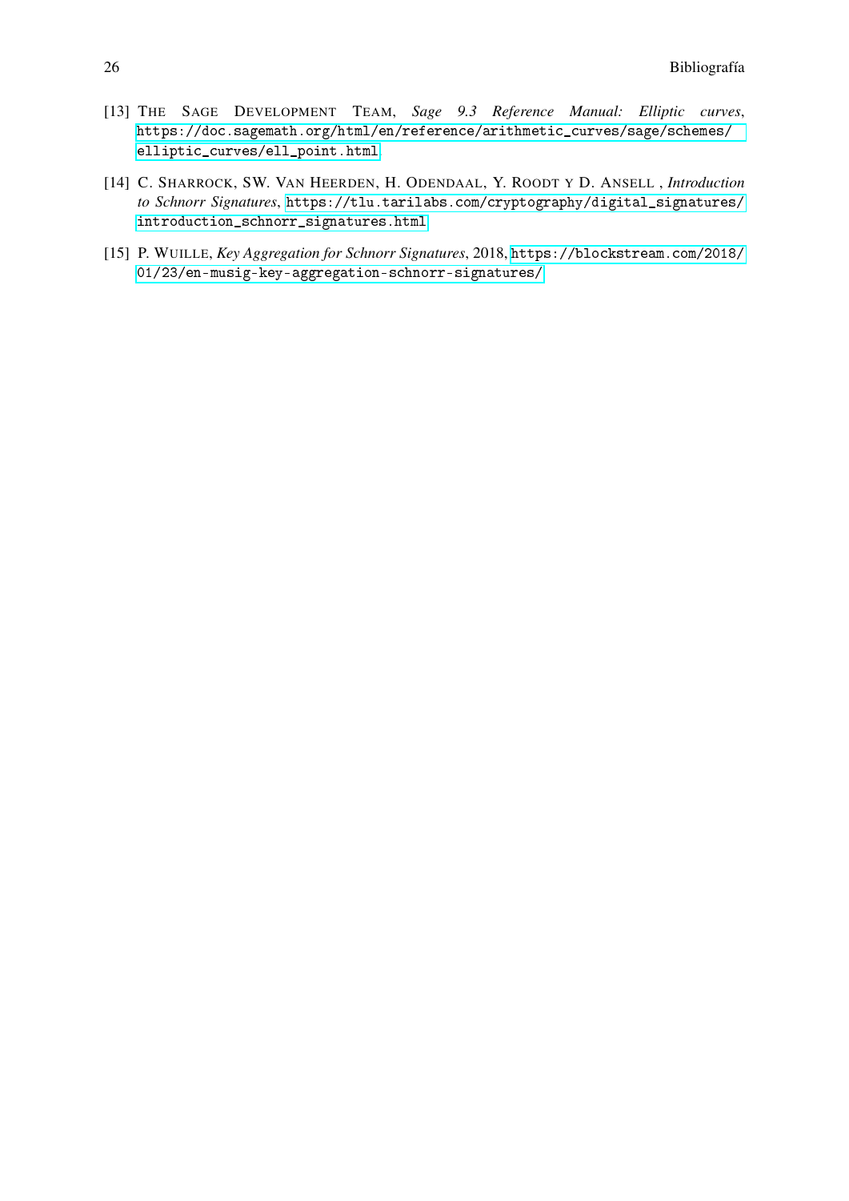[13] The Sage Development Team, *Sage 9.3 Reference Manual: Elliptic curves*, https://doc.sagemath.org/html/en/reference/arithmetic_curves/sage/schemes/elliptic_curves/ell_point.html.

[14] C. Sharrock, SW. van Heerden, H. Odendaal, Y. Roodt y D. Ansell , *Introduction to Schnorr Signatures*, https://tlu.tarilabs.com/cryptography/digital_signatures/introduction_schnorr_signatures.html.

[15] P. Wuille, *Key Aggregation for Schnorr Signatures*, 2018, https://blockstream.com/2018/01/23/en-musig-key-aggregation-schnorr-signatures/.